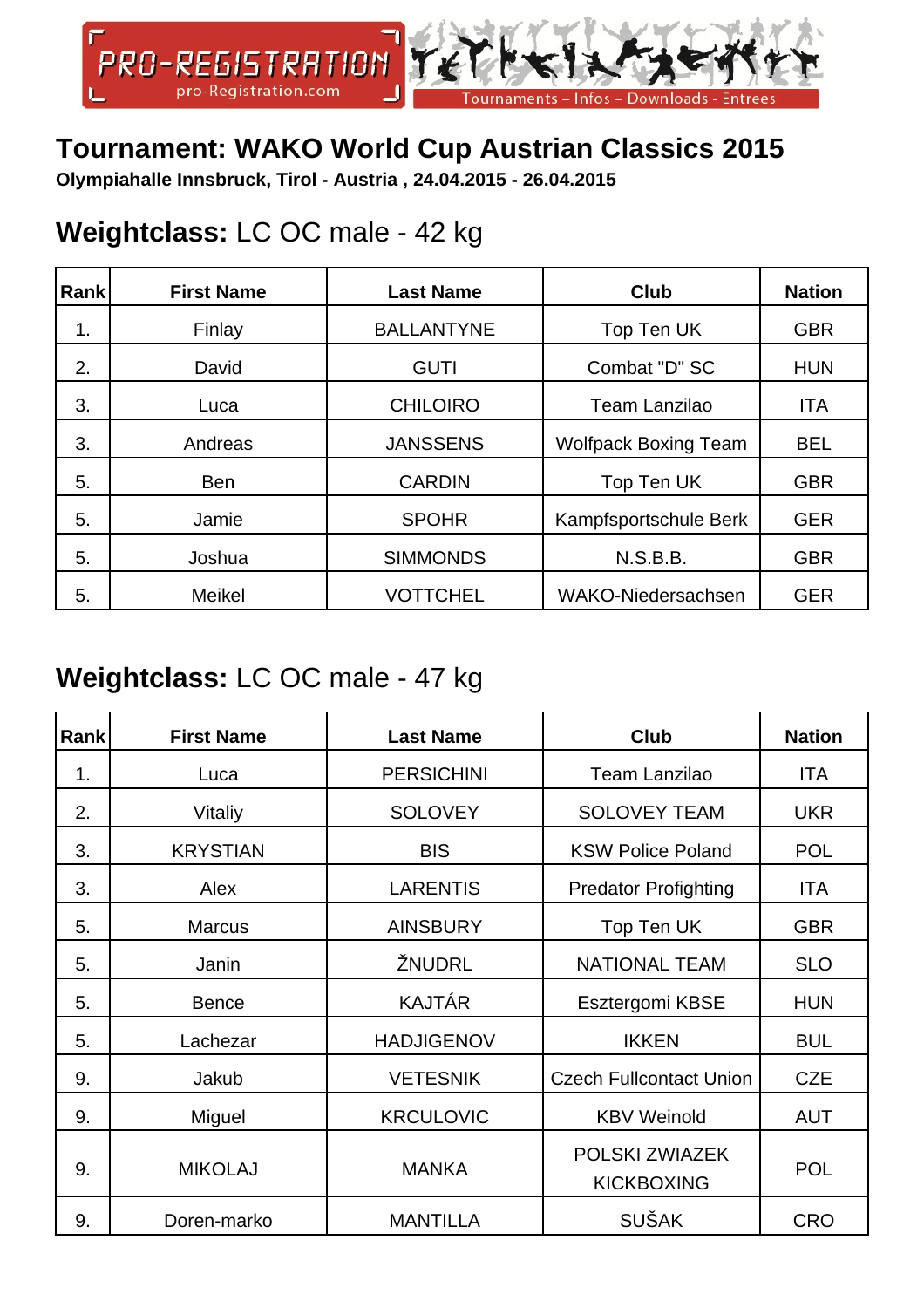# Tournament: WAKO World Cup Austrian Classics 2015

**Olympiahalle Innsbruck, Tirol - Austria , 24.04.2015 - 26.04.2015**

## **Weightclass:** LC OC male - 42 kg

| Rank | First Name | Last Name | Club | Nation |
|---|---|---|---|---|
| 1. | Finlay | BALLANTYNE | Top Ten UK | GBR |
| 2. | David | GUTI | Combat "D" SC | HUN |
| 3. | Luca | CHILOIRO | Team Lanzilao | ITA |
| 3. | Andreas | JANSSENS | Wolfpack Boxing Team | BEL |
| 5. | Ben | CARDIN | Top Ten UK | GBR |
| 5. | Jamie | SPOHR | Kampfsportschule Berk | GER |
| 5. | Joshua | SIMMONDS | N.S.B.B. | GBR |
| 5. | Meikel | VOTTCHEL | WAKO-Niedersachsen | GER |

## **Weightclass:** LC OC male - 47 kg

| Rank | First Name | Last Name | Club | Nation |
|---|---|---|---|---|
| 1. | Luca | PERSICHINI | Team Lanzilao | ITA |
| 2. | Vitaliy | SOLOVEY | SOLOVEY TEAM | UKR |
| 3. | KRYSTIAN | BIS | KSW Police Poland | POL |
| 3. | Alex | LARENTIS | Predator Profighting | ITA |
| 5. | Marcus | AINSBURY | Top Ten UK | GBR |
| 5. | Janin | ŽNUDRL | NATIONAL TEAM | SLO |
| 5. | Bence | KAJTÁR | Esztergomi KBSE | HUN |
| 5. | Lachezar | HADJIGENOV | IKKEN | BUL |
| 9. | Jakub | VETESNIK | Czech Fullcontact Union | CZE |
| 9. | Miguel | KRCULOVIC | KBV Weinold | AUT |
| 9. | MIKOLAJ | MANKA | POLSKI ZWIAZEK KICKBOXING | POL |
| 9. | Doren-marko | MANTILLA | SUŠAK | CRO |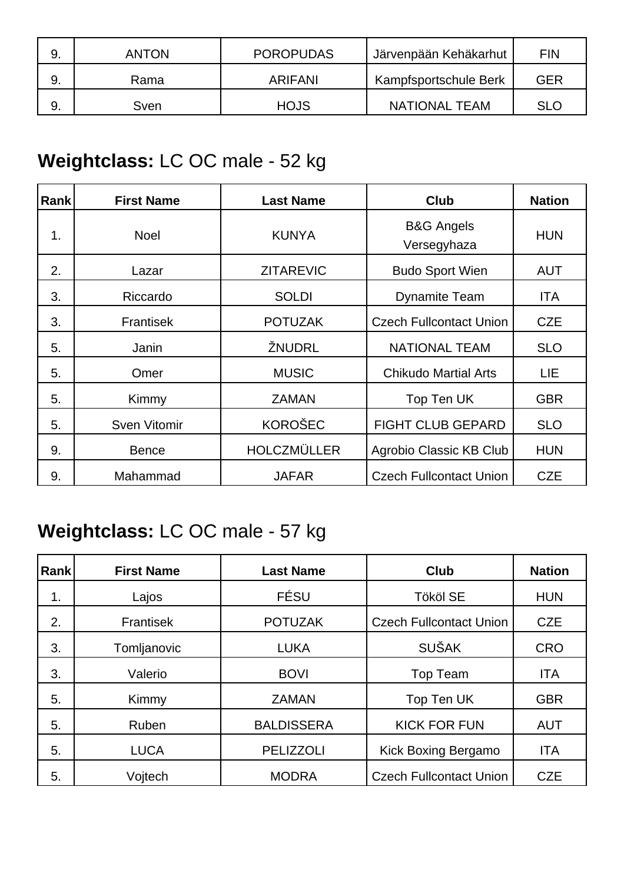| 9. | ANTON | POROPUDAS | Järvenpään Kehäkarhut | FIN |
| --- | --- | --- | --- | --- |
| 9. | Rama | ARIFANI | Kampfsportschule Berk | GER |
| 9. | Sven | HOJS | NATIONAL TEAM | SLO |

## **Weightclass:** LC OC male - 52 kg

| Rank | First Name | Last Name | Club | Nation |
| --- | --- | --- | --- | --- |
| 1. | Noel | KUNYA | B&G Angels Versegyhaza | HUN |
| 2. | Lazar | ZITAREVIC | Budo Sport Wien | AUT |
| 3. | Riccardo | SOLDI | Dynamite Team | ITA |
| 3. | Frantisek | POTUZAK | Czech Fullcontact Union | CZE |
| 5. | Janin | ŽNUDRL | NATIONAL TEAM | SLO |
| 5. | Omer | MUSIC | Chikudo Martial Arts | LIE |
| 5. | Kimmy | ZAMAN | Top Ten UK | GBR |
| 5. | Sven Vitomir | KOROŠEC | FIGHT CLUB GEPARD | SLO |
| 9. | Bence | HOLCZMÜLLER | Agrobio Classic KB Club | HUN |
| 9. | Mahammad | JAFAR | Czech Fullcontact Union | CZE |

## **Weightclass:** LC OC male - 57 kg

| Rank | First Name | Last Name | Club | Nation |
| --- | --- | --- | --- | --- |
| 1. | Lajos | FÉSU | Tököl SE | HUN |
| 2. | Frantisek | POTUZAK | Czech Fullcontact Union | CZE |
| 3. | Tomljanovic | LUKA | SUŠAK | CRO |
| 3. | Valerio | BOVI | Top Team | ITA |
| 5. | Kimmy | ZAMAN | Top Ten UK | GBR |
| 5. | Ruben | BALDISSERA | KICK FOR FUN | AUT |
| 5. | LUCA | PELIZZOLI | Kick Boxing Bergamo | ITA |
| 5. | Vojtech | MODRA | Czech Fullcontact Union | CZE |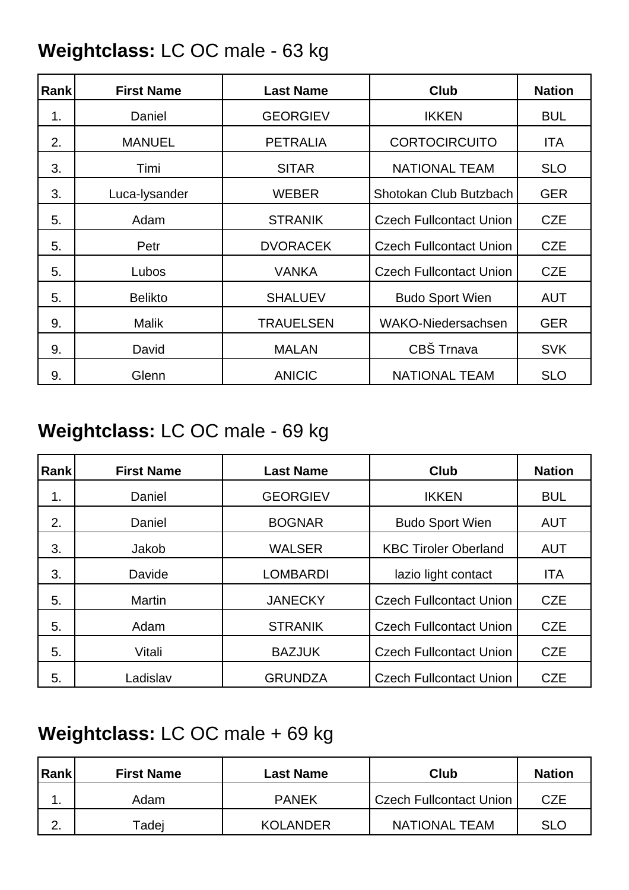## **Weightclass:** LC OC male - 63 kg

| Rank | First Name | Last Name | Club | Nation |
|---|---|---|---|---|
| 1. | Daniel | GEORGIEV | IKKEN | BUL |
| 2. | MANUEL | PETRALIA | CORTOCIRCUITO | ITA |
| 3. | Timi | SITAR | NATIONAL TEAM | SLO |
| 3. | Luca-lysander | WEBER | Shotokan Club Butzbach | GER |
| 5. | Adam | STRANIK | Czech Fullcontact Union | CZE |
| 5. | Petr | DVORACEK | Czech Fullcontact Union | CZE |
| 5. | Lubos | VANKA | Czech Fullcontact Union | CZE |
| 5. | Belikto | SHALUEV | Budo Sport Wien | AUT |
| 9. | Malik | TRAUELSEN | WAKO-Niedersachsen | GER |
| 9. | David | MALAN | CBŠ Trnava | SVK |
| 9. | Glenn | ANICIC | NATIONAL TEAM | SLO |

## **Weightclass:** LC OC male - 69 kg

| Rank | First Name | Last Name | Club | Nation |
|---|---|---|---|---|
| 1. | Daniel | GEORGIEV | IKKEN | BUL |
| 2. | Daniel | BOGNAR | Budo Sport Wien | AUT |
| 3. | Jakob | WALSER | KBC Tiroler Oberland | AUT |
| 3. | Davide | LOMBARDI | lazio light contact | ITA |
| 5. | Martin | JANECKY | Czech Fullcontact Union | CZE |
| 5. | Adam | STRANIK | Czech Fullcontact Union | CZE |
| 5. | Vitali | BAZJUK | Czech Fullcontact Union | CZE |
| 5. | Ladislav | GRUNDZA | Czech Fullcontact Union | CZE |

## **Weightclass:** LC OC male + 69 kg

| Rank | First Name | Last Name | Club | Nation |
|---|---|---|---|---|
| 1. | Adam | PANEK | Czech Fullcontact Union | CZE |
| 2. | Tadej | KOLANDER | NATIONAL TEAM | SLO |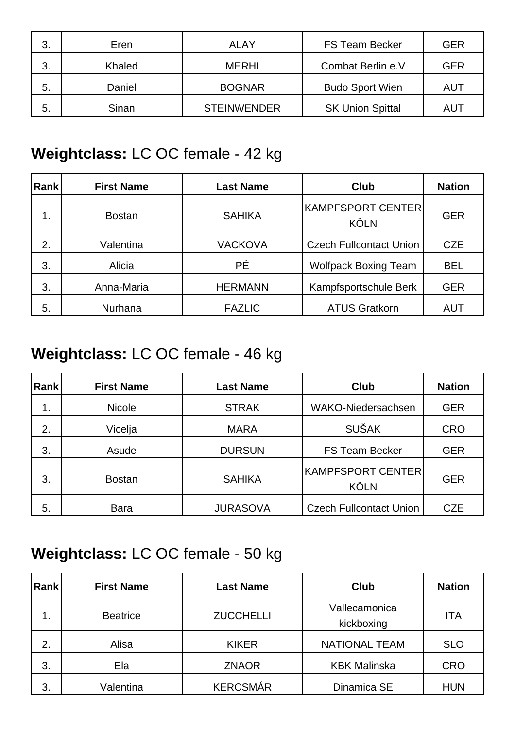| 3. | Eren | ALAY | FS Team Becker | GER |
|---|---|---|---|---|
| 3. | Khaled | MERHI | Combat Berlin e.V | GER |
| 5. | Daniel | BOGNAR | Budo Sport Wien | AUT |
| 5. | Sinan | STEINWENDER | SK Union Spittal | AUT |

## **Weightclass:** LC OC female - 42 kg

| Rank | First Name | Last Name | Club | Nation |
|---|---|---|---|---|
| 1. | Bostan | SAHIKA | KAMPFSPORT CENTER KÖLN | GER |
| 2. | Valentina | VACKOVA | Czech Fullcontact Union | CZE |
| 3. | Alicia | PÉ | Wolfpack Boxing Team | BEL |
| 3. | Anna-Maria | HERMANN | Kampfsportschule Berk | GER |
| 5. | Nurhana | FAZLIC | ATUS Gratkorn | AUT |

## **Weightclass:** LC OC female - 46 kg

| Rank | First Name | Last Name | Club | Nation |
|---|---|---|---|---|
| 1. | Nicole | STRAK | WAKO-Niedersachsen | GER |
| 2. | Vicelja | MARA | SUŠAK | CRO |
| 3. | Asude | DURSUN | FS Team Becker | GER |
| 3. | Bostan | SAHIKA | KAMPFSPORT CENTER KÖLN | GER |
| 5. | Bara | JURASOVA | Czech Fullcontact Union | CZE |

## **Weightclass:** LC OC female - 50 kg

| Rank | First Name | Last Name | Club | Nation |
|---|---|---|---|---|
| 1. | Beatrice | ZUCCHELLI | Vallecamonica kickboxing | ITA |
| 2. | Alisa | KIKER | NATIONAL TEAM | SLO |
| 3. | Ela | ZNAOR | KBK Malinska | CRO |
| 3. | Valentina | KERCSMÁR | Dinamica SE | HUN |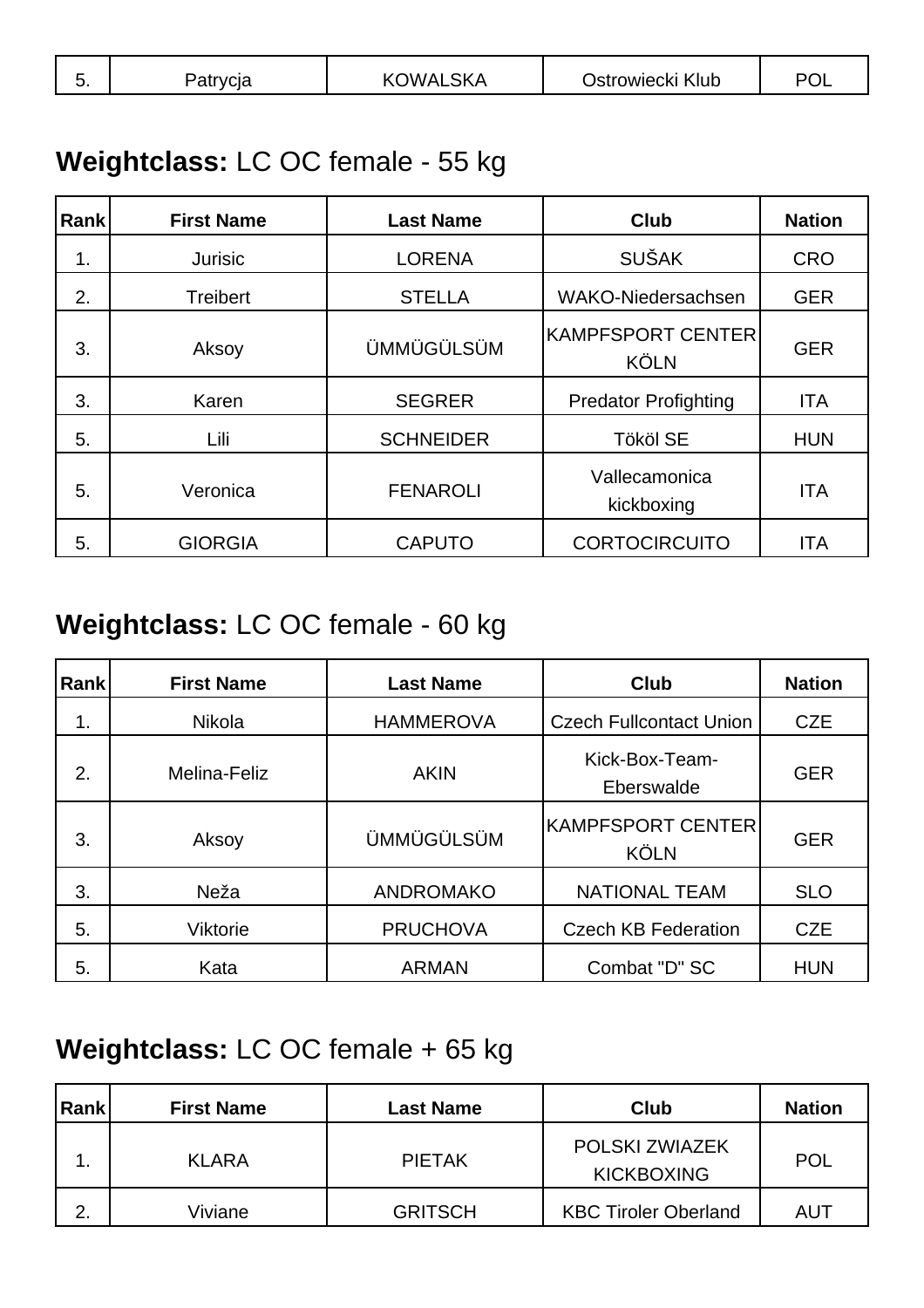| 5. | Patrycja | KOWALSKA | Ostrowiecki Klub | POL |
|---|---|---|---|---|

## **Weightclass:** LC OC female - 55 kg

| Rank | First Name | Last Name | Club | Nation |
|---|---|---|---|---|
| 1. | Jurisic | LORENA | SUŠAK | CRO |
| 2. | Treibert | STELLA | WAKO-Niedersachsen | GER |
| 3. | Aksoy | ÜMMÜGÜLSÜM | KAMPFSPORT CENTER KÖLN | GER |
| 3. | Karen | SEGRER | Predator Profighting | ITA |
| 5. | Lili | SCHNEIDER | Tököl SE | HUN |
| 5. | Veronica | FENAROLI | Vallecamonica kickboxing | ITA |
| 5. | GIORGIA | CAPUTO | CORTOCIRCUITO | ITA |

## **Weightclass:** LC OC female - 60 kg

| Rank | First Name | Last Name | Club | Nation |
|---|---|---|---|---|
| 1. | Nikola | HAMMEROVA | Czech Fullcontact Union | CZE |
| 2. | Melina-Feliz | AKIN | Kick-Box-Team-Eberswalde | GER |
| 3. | Aksoy | ÜMMÜGÜLSÜM | KAMPFSPORT CENTER KÖLN | GER |
| 3. | Neža | ANDROMAKO | NATIONAL TEAM | SLO |
| 5. | Viktorie | PRUCHOVA | Czech KB Federation | CZE |
| 5. | Kata | ARMAN | Combat "D" SC | HUN |

## **Weightclass:** LC OC female + 65 kg

| Rank | First Name | Last Name | Club | Nation |
|---|---|---|---|---|
| 1. | KLARA | PIETAK | POLSKI ZWIAZEK KICKBOXING | POL |
| 2. | Viviane | GRITSCH | KBC Tiroler Oberland | AUT |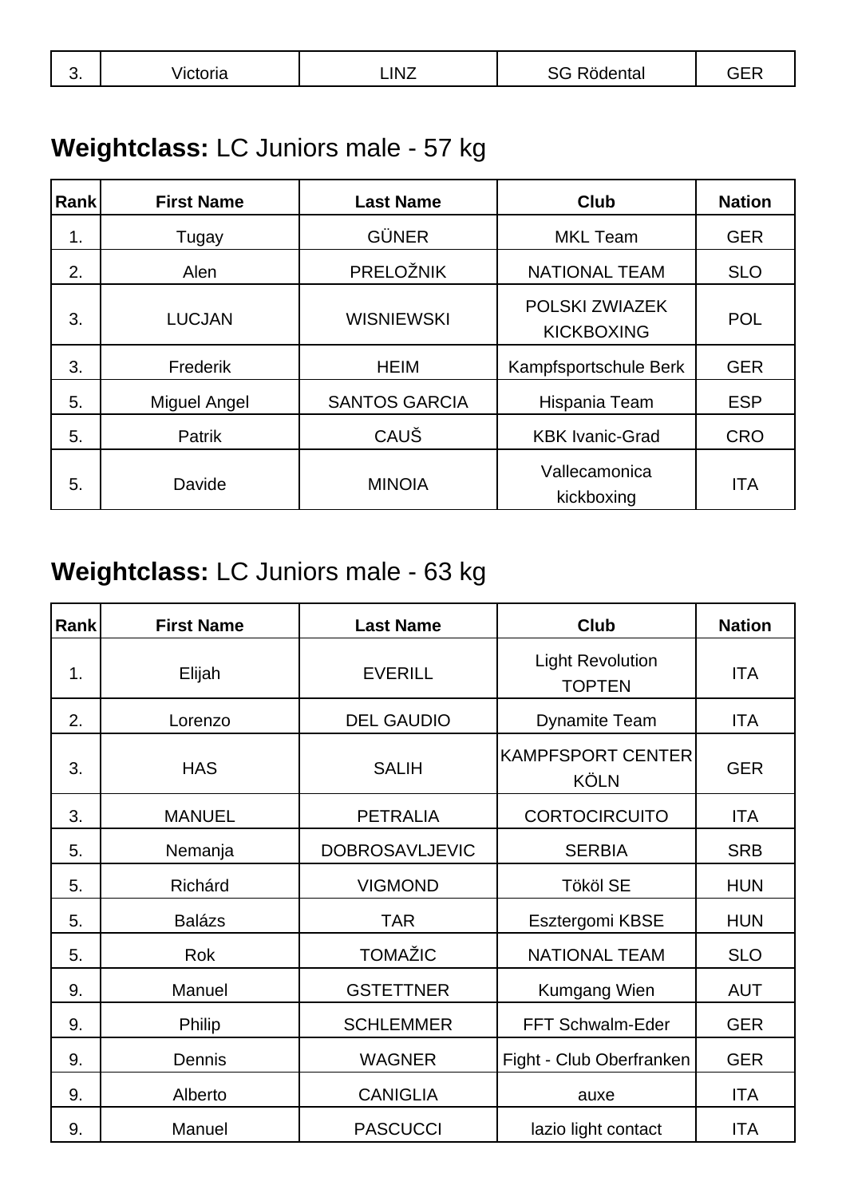| 3. | Victoria | LINZ | SG Rödental | GER |
|---|---|---|---|---|

## **Weightclass:** LC Juniors male - 57 kg

| Rank | First Name | Last Name | Club | Nation |
|---|---|---|---|---|
| 1. | Tugay | GÜNER | MKL Team | GER |
| 2. | Alen | PRELOŽNIK | NATIONAL TEAM | SLO |
| 3. | LUCJAN | WISNIEWSKI | POLSKI ZWIAZEK KICKBOXING | POL |
| 3. | Frederik | HEIM | Kampfsportschule Berk | GER |
| 5. | Miguel Angel | SANTOS GARCIA | Hispania Team | ESP |
| 5. | Patrik | CAUŠ | KBK Ivanic-Grad | CRO |
| 5. | Davide | MINOIA | Vallecamonica kickboxing | ITA |

## **Weightclass:** LC Juniors male - 63 kg

| Rank | First Name | Last Name | Club | Nation |
|---|---|---|---|---|
| 1. | Elijah | EVERILL | Light Revolution TOPTEN | ITA |
| 2. | Lorenzo | DEL GAUDIO | Dynamite Team | ITA |
| 3. | HAS | SALIH | KAMPFSPORT CENTER KÖLN | GER |
| 3. | MANUEL | PETRALIA | CORTOCIRCUITO | ITA |
| 5. | Nemanja | DOBROSAVLJEVIC | SERBIA | SRB |
| 5. | Richárd | VIGMOND | Tököl SE | HUN |
| 5. | Balázs | TAR | Esztergomi KBSE | HUN |
| 5. | Rok | TOMAŽIC | NATIONAL TEAM | SLO |
| 9. | Manuel | GSTETTNER | Kumgang Wien | AUT |
| 9. | Philip | SCHLEMMER | FFT Schwalm-Eder | GER |
| 9. | Dennis | WAGNER | Fight - Club Oberfranken | GER |
| 9. | Alberto | CANIGLIA | auxe | ITA |
| 9. | Manuel | PASCUCCI | lazio light contact | ITA |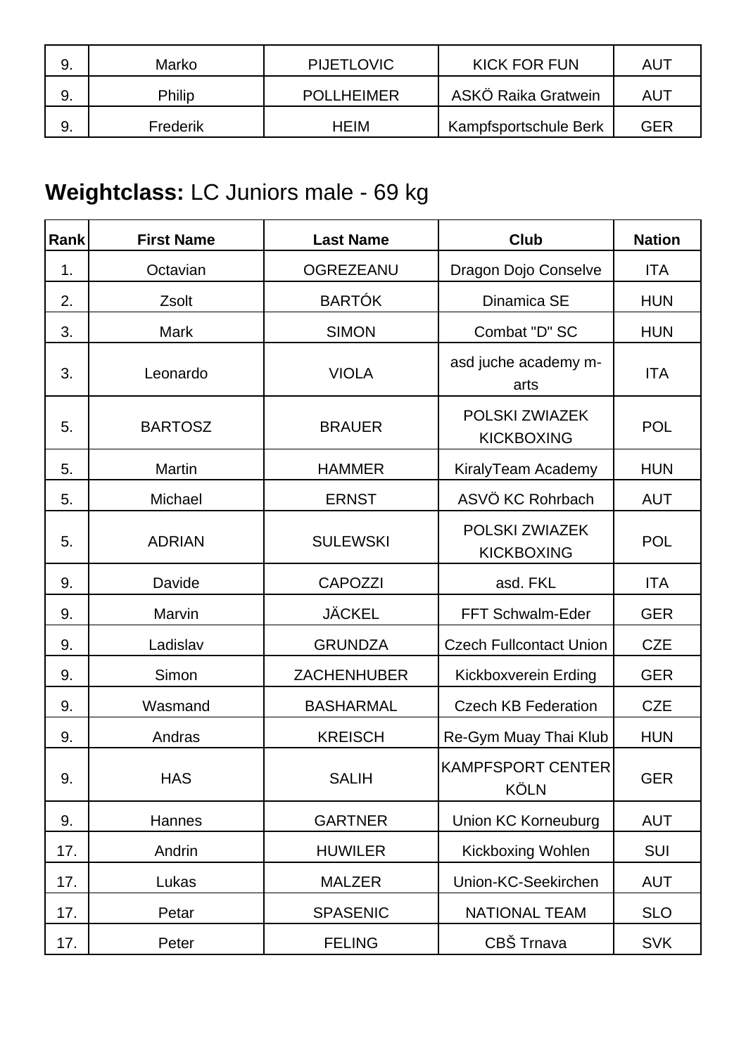| 9. | Marko | PIJETLOVIC | KICK FOR FUN | AUT |
|---|---|---|---|---|
| 9. | Philip | POLLHEIMER | ASKÖ Raika Gratwein | AUT |
| 9. | Frederik | HEIM | Kampfsportschule Berk | GER |

## **Weightclass:** LC Juniors male - 69 kg

| Rank | First Name | Last Name | Club | Nation |
|---|---|---|---|---|
| 1. | Octavian | OGREZEANU | Dragon Dojo Conselve | ITA |
| 2. | Zsolt | BARTÓK | Dinamica SE | HUN |
| 3. | Mark | SIMON | Combat "D" SC | HUN |
| 3. | Leonardo | VIOLA | asd juche academy m-arts | ITA |
| 5. | BARTOSZ | BRAUER | POLSKI ZWIAZEK KICKBOXING | POL |
| 5. | Martin | HAMMER | KiralyTeam Academy | HUN |
| 5. | Michael | ERNST | ASVÖ KC Rohrbach | AUT |
| 5. | ADRIAN | SULEWSKI | POLSKI ZWIAZEK KICKBOXING | POL |
| 9. | Davide | CAPOZZI | asd. FKL | ITA |
| 9. | Marvin | JÄCKEL | FFT Schwalm-Eder | GER |
| 9. | Ladislav | GRUNDZA | Czech Fullcontact Union | CZE |
| 9. | Simon | ZACHENHUBER | Kickboxverein Erding | GER |
| 9. | Wasmand | BASHARMAL | Czech KB Federation | CZE |
| 9. | Andras | KREISCH | Re-Gym Muay Thai Klub | HUN |
| 9. | HAS | SALIH | KAMPFSPORT CENTER KÖLN | GER |
| 9. | Hannes | GARTNER | Union KC Korneuburg | AUT |
| 17. | Andrin | HUWILER | Kickboxing Wohlen | SUI |
| 17. | Lukas | MALZER | Union-KC-Seekirchen | AUT |
| 17. | Petar | SPASENIC | NATIONAL TEAM | SLO |
| 17. | Peter | FELING | CBŠ Trnava | SVK |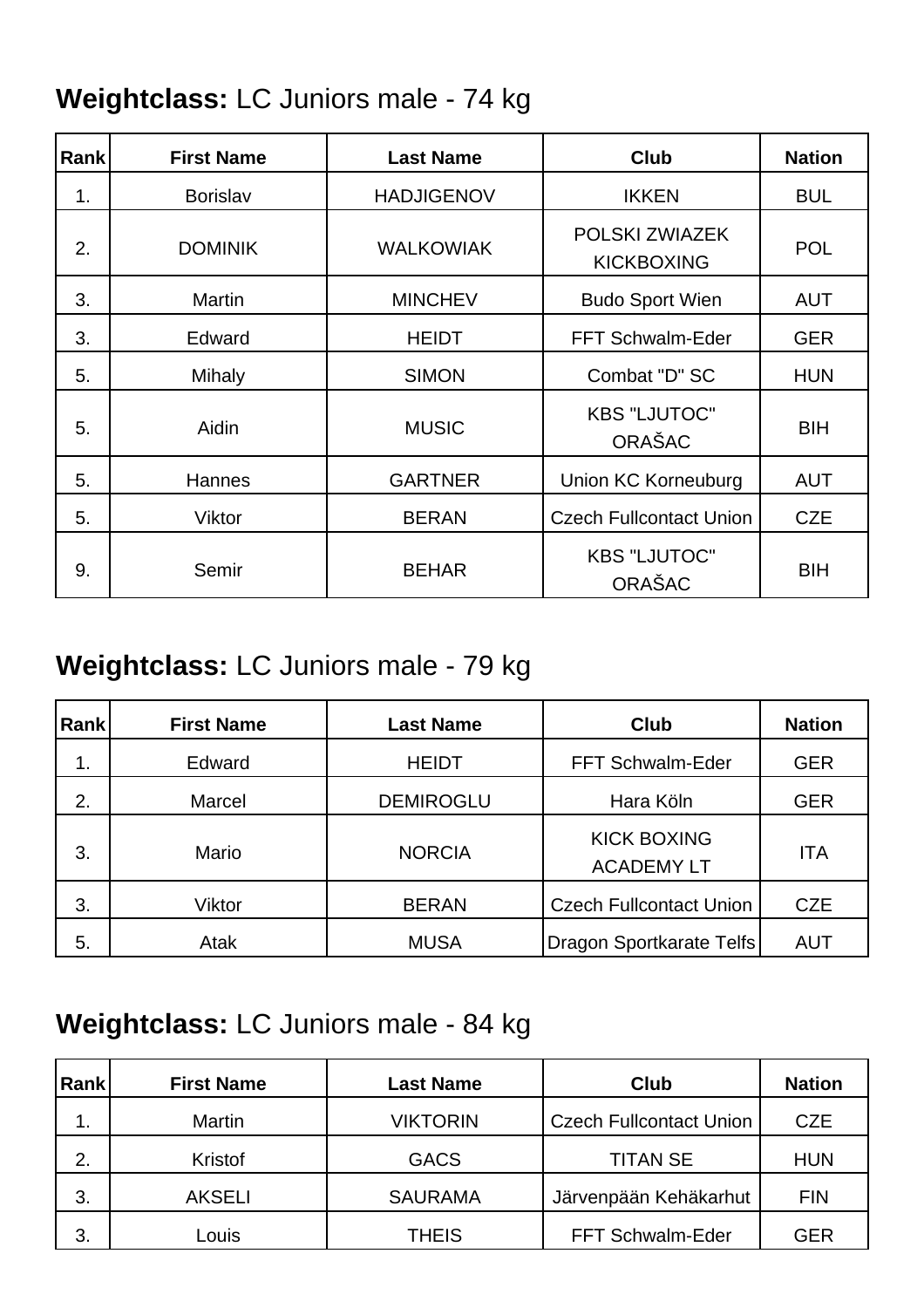## **Weightclass:** LC Juniors male - 74 kg

| Rank | First Name | Last Name | Club | Nation |
|---|---|---|---|---|
| 1. | Borislav | HADJIGENOV | IKKEN | BUL |
| 2. | DOMINIK | WALKOWIAK | POLSKI ZWIAZEK KICKBOXING | POL |
| 3. | Martin | MINCHEV | Budo Sport Wien | AUT |
| 3. | Edward | HEIDT | FFT Schwalm-Eder | GER |
| 5. | Mihaly | SIMON | Combat "D" SC | HUN |
| 5. | Aidin | MUSIC | KBS "LJUTOC" ORAŠAC | BIH |
| 5. | Hannes | GARTNER | Union KC Korneuburg | AUT |
| 5. | Viktor | BERAN | Czech Fullcontact Union | CZE |
| 9. | Semir | BEHAR | KBS "LJUTOC" ORAŠAC | BIH |

## **Weightclass:** LC Juniors male - 79 kg

| Rank | First Name | Last Name | Club | Nation |
|---|---|---|---|---|
| 1. | Edward | HEIDT | FFT Schwalm-Eder | GER |
| 2. | Marcel | DEMIROGLU | Hara Köln | GER |
| 3. | Mario | NORCIA | KICK BOXING ACADEMY LT | ITA |
| 3. | Viktor | BERAN | Czech Fullcontact Union | CZE |
| 5. | Atak | MUSA | Dragon Sportkarate Telfs | AUT |

## **Weightclass:** LC Juniors male - 84 kg

| Rank | First Name | Last Name | Club | Nation |
|---|---|---|---|---|
| 1. | Martin | VIKTORIN | Czech Fullcontact Union | CZE |
| 2. | Kristof | GACS | TITAN SE | HUN |
| 3. | AKSELI | SAURAMA | Järvenpään Kehäkarhut | FIN |
| 3. | Louis | THEIS | FFT Schwalm-Eder | GER |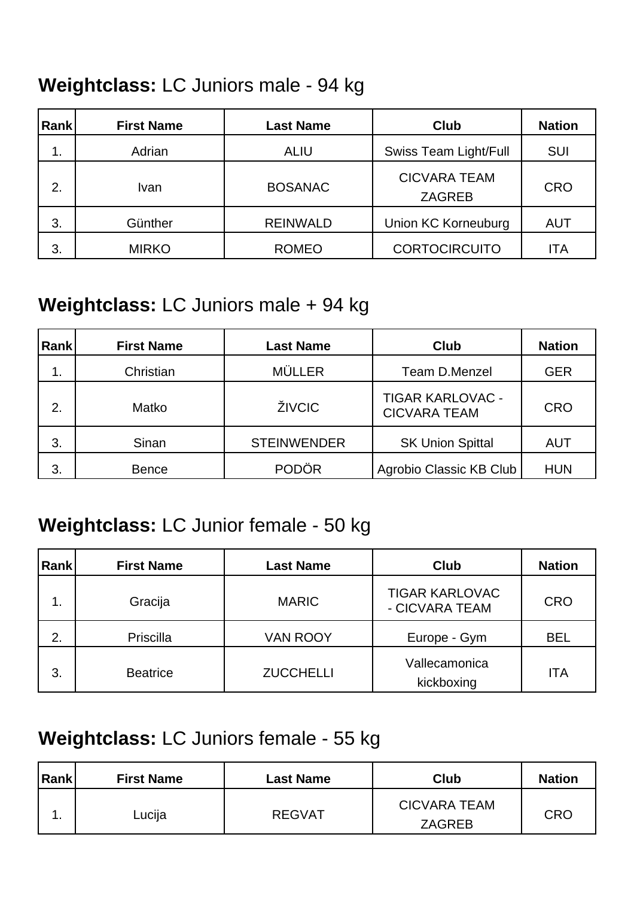## **Weightclass:** LC Juniors male - 94 kg

| Rank | First Name | Last Name | Club | Nation |
|---|---|---|---|---|
| 1. | Adrian | ALIU | Swiss Team Light/Full | SUI |
| 2. | Ivan | BOSANAC | CICVARA TEAM ZAGREB | CRO |
| 3. | Günther | REINWALD | Union KC Korneuburg | AUT |
| 3. | MIRKO | ROMEO | CORTOCIRCUITO | ITA |

## **Weightclass:** LC Juniors male + 94 kg

| Rank | First Name | Last Name | Club | Nation |
|---|---|---|---|---|
| 1. | Christian | MÜLLER | Team D.Menzel | GER |
| 2. | Matko | ŽIVCIC | TIGAR KARLOVAC - CICVARA TEAM | CRO |
| 3. | Sinan | STEINWENDER | SK Union Spittal | AUT |
| 3. | Bence | PODÖR | Agrobio Classic KB Club | HUN |

## **Weightclass:** LC Junior female - 50 kg

| Rank | First Name | Last Name | Club | Nation |
|---|---|---|---|---|
| 1. | Gracija | MARIC | TIGAR KARLOVAC - CICVARA TEAM | CRO |
| 2. | Priscilla | VAN ROOY | Europe - Gym | BEL |
| 3. | Beatrice | ZUCCHELLI | Vallecamonica kickboxing | ITA |

## **Weightclass:** LC Juniors female - 55 kg

| Rank | First Name | Last Name | Club | Nation |
|---|---|---|---|---|
| 1. | Lucija | REGVAT | CICVARA TEAM ZAGREB | CRO |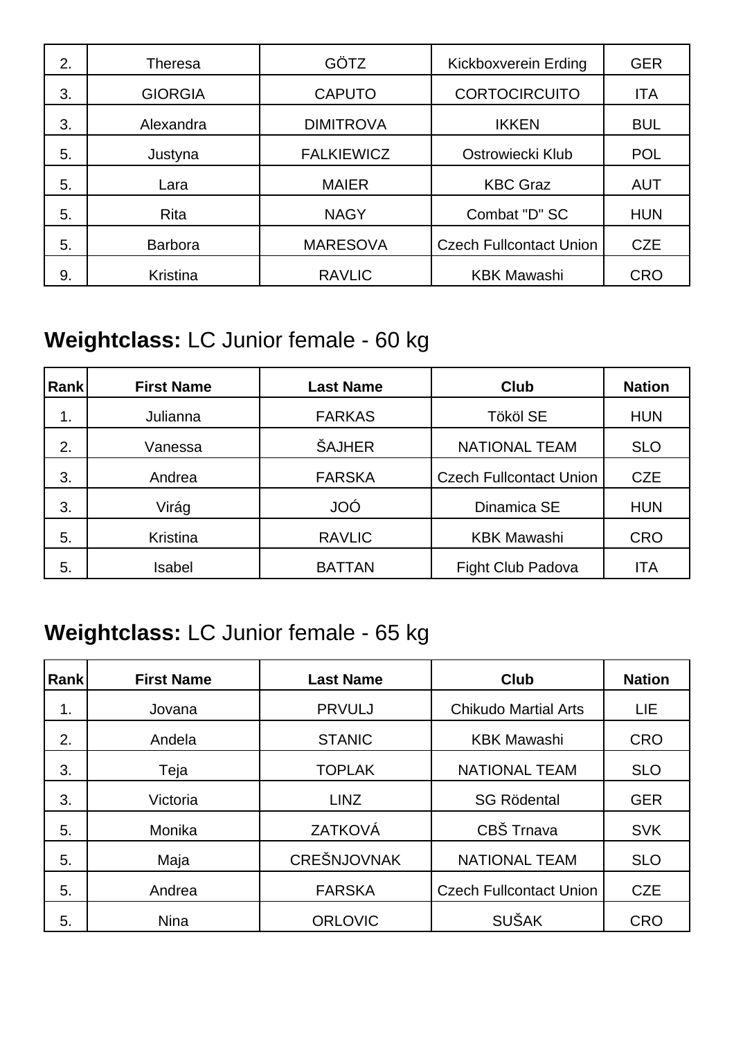| 2. | Theresa | GÖTZ | Kickboxverein Erding | GER |
|---|---|---|---|---|
| 3. | GIORGIA | CAPUTO | CORTOCIRCUITO | ITA |
| 3. | Alexandra | DIMITROVA | IKKEN | BUL |
| 5. | Justyna | FALKIEWICZ | Ostrowiecki Klub | POL |
| 5. | Lara | MAIER | KBC Graz | AUT |
| 5. | Rita | NAGY | Combat "D" SC | HUN |
| 5. | Barbora | MARESOVA | Czech Fullcontact Union | CZE |
| 9. | Kristina | RAVLIC | KBK Mawashi | CRO |

## **Weightclass:** LC Junior female - 60 kg

| Rank | First Name | Last Name | Club | Nation |
|---|---|---|---|---|
| 1. | Julianna | FARKAS | Tököl SE | HUN |
| 2. | Vanessa | ŠAJHER | NATIONAL TEAM | SLO |
| 3. | Andrea | FARSKA | Czech Fullcontact Union | CZE |
| 3. | Virág | JOÓ | Dinamica SE | HUN |
| 5. | Kristina | RAVLIC | KBK Mawashi | CRO |
| 5. | Isabel | BATTAN | Fight Club Padova | ITA |

## **Weightclass:** LC Junior female - 65 kg

| Rank | First Name | Last Name | Club | Nation |
|---|---|---|---|---|
| 1. | Jovana | PRVULJ | Chikudo Martial Arts | LIE |
| 2. | Andela | STANIC | KBK Mawashi | CRO |
| 3. | Teja | TOPLAK | NATIONAL TEAM | SLO |
| 3. | Victoria | LINZ | SG Rödental | GER |
| 5. | Monika | ZATKOVÁ | CBŠ Trnava | SVK |
| 5. | Maja | CREŠNJOVNAK | NATIONAL TEAM | SLO |
| 5. | Andrea | FARSKA | Czech Fullcontact Union | CZE |
| 5. | Nina | ORLOVIC | SUŠAK | CRO |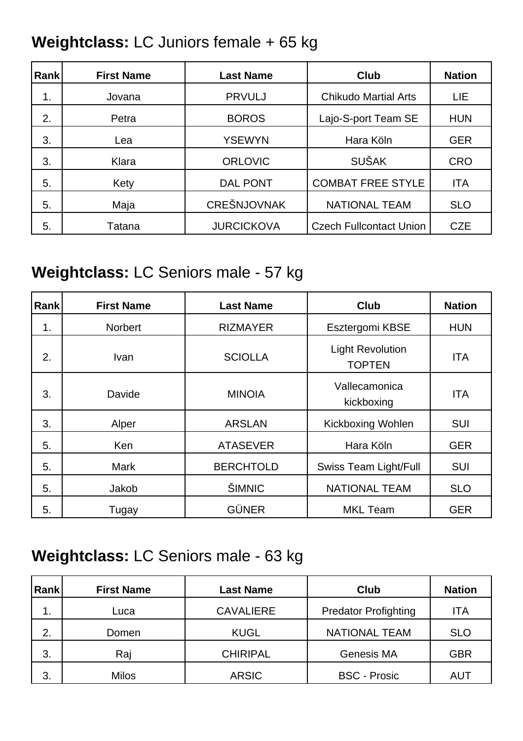## **Weightclass:** LC Juniors female + 65 kg

| Rank | First Name | Last Name | Club | Nation |
|---|---|---|---|---|
| 1. | Jovana | PRVULJ | Chikudo Martial Arts | LIE |
| 2. | Petra | BOROS | Lajo-S-port Team SE | HUN |
| 3. | Lea | YSEWYN | Hara Köln | GER |
| 3. | Klara | ORLOVIC | SUŠAK | CRO |
| 5. | Kety | DAL PONT | COMBAT FREE STYLE | ITA |
| 5. | Maja | CREŠNJOVNAK | NATIONAL TEAM | SLO |
| 5. | Tatana | JURCICKOVA | Czech Fullcontact Union | CZE |

## **Weightclass:** LC Seniors male - 57 kg

| Rank | First Name | Last Name | Club | Nation |
|---|---|---|---|---|
| 1. | Norbert | RIZMAYER | Esztergomi KBSE | HUN |
| 2. | Ivan | SCIOLLA | Light Revolution TOPTEN | ITA |
| 3. | Davide | MINOIA | Vallecamonica kickboxing | ITA |
| 3. | Alper | ARSLAN | Kickboxing Wohlen | SUI |
| 5. | Ken | ATASEVER | Hara Köln | GER |
| 5. | Mark | BERCHTOLD | Swiss Team Light/Full | SUI |
| 5. | Jakob | ŠIMNIC | NATIONAL TEAM | SLO |
| 5. | Tugay | GÜNER | MKL Team | GER |

## **Weightclass:** LC Seniors male - 63 kg

| Rank | First Name | Last Name | Club | Nation |
|---|---|---|---|---|
| 1. | Luca | CAVALIERE | Predator Profighting | ITA |
| 2. | Domen | KUGL | NATIONAL TEAM | SLO |
| 3. | Raj | CHIRIPAL | Genesis MA | GBR |
| 3. | Milos | ARSIC | BSC - Prosic | AUT |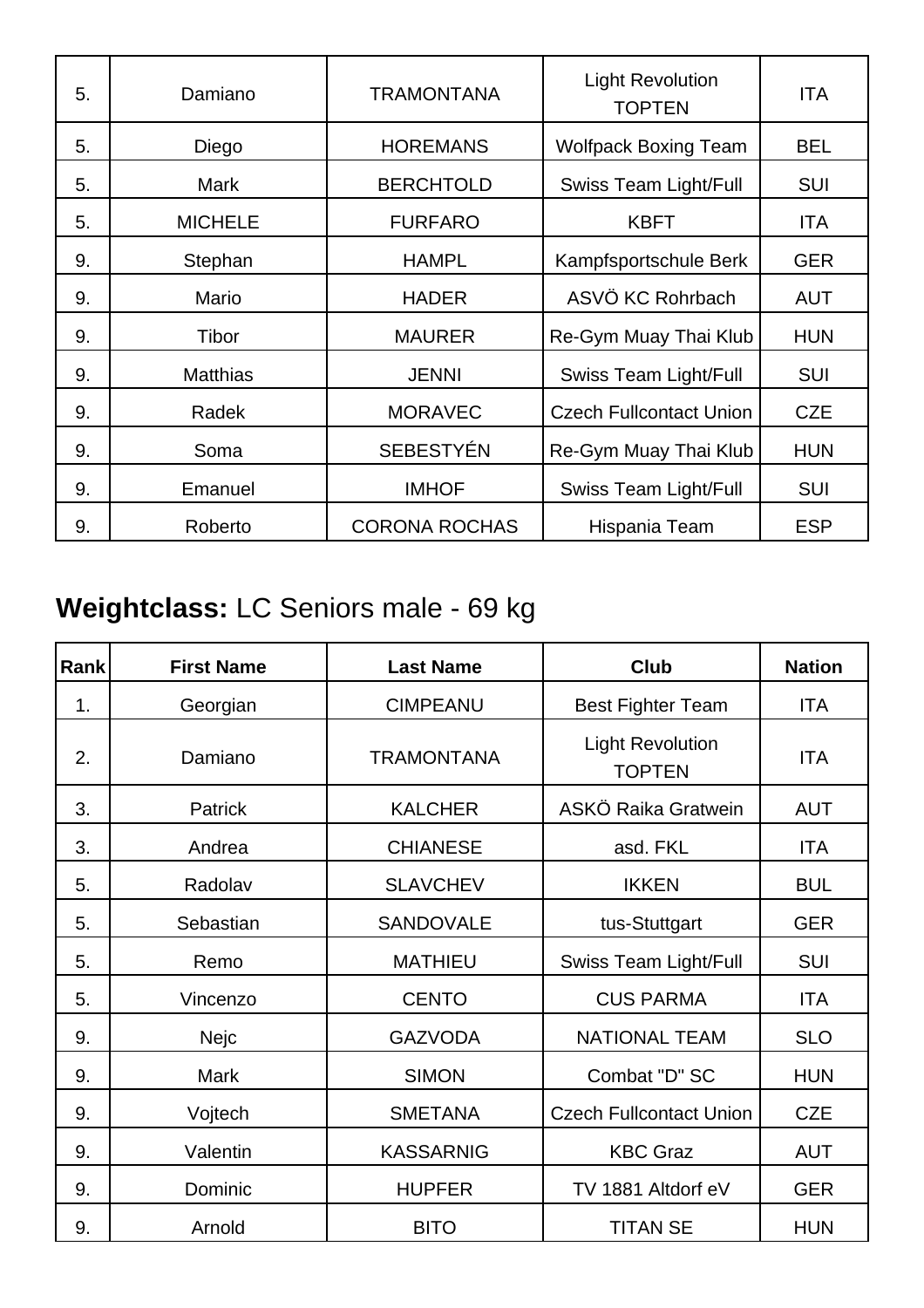| 5. | Damiano | TRAMONTANA | Light Revolution TOPTEN | ITA |
|---|---|---|---|---|
| 5. | Diego | HOREMANS | Wolfpack Boxing Team | BEL |
| 5. | Mark | BERCHTOLD | Swiss Team Light/Full | SUI |
| 5. | MICHELE | FURFARO | KBFT | ITA |
| 9. | Stephan | HAMPL | Kampfsportschule Berk | GER |
| 9. | Mario | HADER | ASVÖ KC Rohrbach | AUT |
| 9. | Tibor | MAURER | Re-Gym Muay Thai Klub | HUN |
| 9. | Matthias | JENNI | Swiss Team Light/Full | SUI |
| 9. | Radek | MORAVEC | Czech Fullcontact Union | CZE |
| 9. | Soma | SEBESTYÉN | Re-Gym Muay Thai Klub | HUN |
| 9. | Emanuel | IMHOF | Swiss Team Light/Full | SUI |
| 9. | Roberto | CORONA ROCHAS | Hispania Team | ESP |

## **Weightclass:** LC Seniors male - 69 kg

| Rank | First Name | Last Name | Club | Nation |
|---|---|---|---|---|
| 1. | Georgian | CIMPEANU | Best Fighter Team | ITA |
| 2. | Damiano | TRAMONTANA | Light Revolution TOPTEN | ITA |
| 3. | Patrick | KALCHER | ASKÖ Raika Gratwein | AUT |
| 3. | Andrea | CHIANESE | asd. FKL | ITA |
| 5. | Radolav | SLAVCHEV | IKKEN | BUL |
| 5. | Sebastian | SANDOVALE | tus-Stuttgart | GER |
| 5. | Remo | MATHIEU | Swiss Team Light/Full | SUI |
| 5. | Vincenzo | CENTO | CUS PARMA | ITA |
| 9. | Nejc | GAZVODA | NATIONAL TEAM | SLO |
| 9. | Mark | SIMON | Combat "D" SC | HUN |
| 9. | Vojtech | SMETANA | Czech Fullcontact Union | CZE |
| 9. | Valentin | KASSARNIG | KBC Graz | AUT |
| 9. | Dominic | HUPFER | TV 1881 Altdorf eV | GER |
| 9. | Arnold | BITO | TITAN SE | HUN |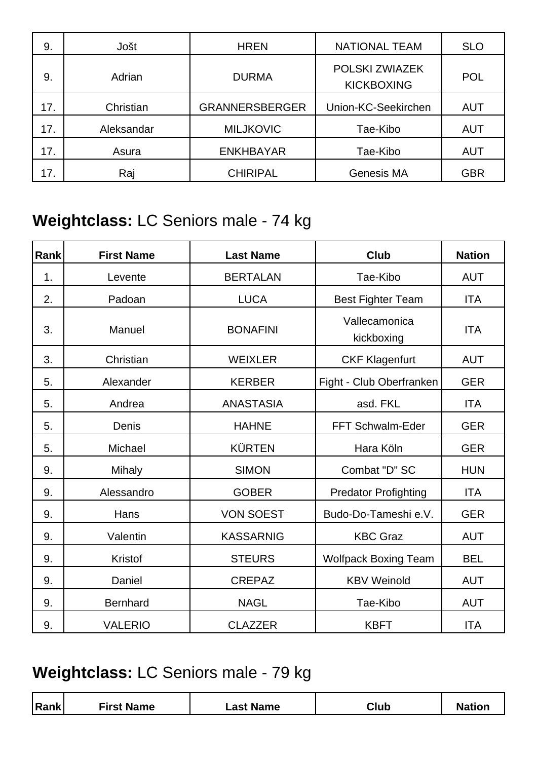| | | | | |
|---|---|---|---|---|
| 9. | Jošt | HREN | NATIONAL TEAM | SLO |
| 9. | Adrian | DURMA | POLSKI ZWIAZEK KICKBOXING | POL |
| 17. | Christian | GRANNERSBERGER | Union-KC-Seekirchen | AUT |
| 17. | Aleksandar | MILJKOVIC | Tae-Kibo | AUT |
| 17. | Asura | ENKHBAYAR | Tae-Kibo | AUT |
| 17. | Raj | CHIRIPAL | Genesis MA | GBR |

## **Weightclass:** LC Seniors male - 74 kg

| Rank | First Name | Last Name | Club | Nation |
|---|---|---|---|---|
| 1. | Levente | BERTALAN | Tae-Kibo | AUT |
| 2. | Padoan | LUCA | Best Fighter Team | ITA |
| 3. | Manuel | BONAFINI | Vallecamonica kickboxing | ITA |
| 3. | Christian | WEIXLER | CKF Klagenfurt | AUT |
| 5. | Alexander | KERBER | Fight - Club Oberfranken | GER |
| 5. | Andrea | ANASTASIA | asd. FKL | ITA |
| 5. | Denis | HAHNE | FFT Schwalm-Eder | GER |
| 5. | Michael | KÜRTEN | Hara Köln | GER |
| 9. | Mihaly | SIMON | Combat "D" SC | HUN |
| 9. | Alessandro | GOBER | Predator Profighting | ITA |
| 9. | Hans | VON SOEST | Budo-Do-Tameshi e.V. | GER |
| 9. | Valentin | KASSARNIG | KBC Graz | AUT |
| 9. | Kristof | STEURS | Wolfpack Boxing Team | BEL |
| 9. | Daniel | CREPAZ | KBV Weinold | AUT |
| 9. | Bernhard | NAGL | Tae-Kibo | AUT |
| 9. | VALERIO | CLAZZER | KBFT | ITA |

## **Weightclass:** LC Seniors male - 79 kg

| Rank | First Name | Last Name | Club | Nation |
|---|---|---|---|---|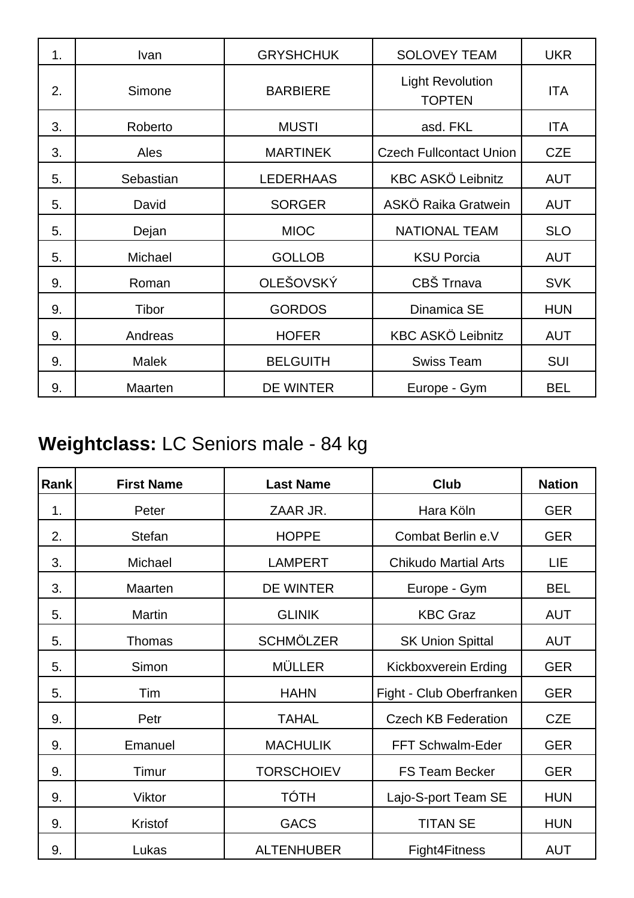| | | | | |
|---|---|---|---|---|
| 1. | Ivan | GRYSHCHUK | SOLOVEY TEAM | UKR |
| 2. | Simone | BARBIERE | Light Revolution TOPTEN | ITA |
| 3. | Roberto | MUSTI | asd. FKL | ITA |
| 3. | Ales | MARTINEK | Czech Fullcontact Union | CZE |
| 5. | Sebastian | LEDERHAAS | KBC ASKÖ Leibnitz | AUT |
| 5. | David | SORGER | ASKÖ Raika Gratwein | AUT |
| 5. | Dejan | MIOC | NATIONAL TEAM | SLO |
| 5. | Michael | GOLLOB | KSU Porcia | AUT |
| 9. | Roman | OLEŠOVSKÝ | CBŠ Trnava | SVK |
| 9. | Tibor | GORDOS | Dinamica SE | HUN |
| 9. | Andreas | HOFER | KBC ASKÖ Leibnitz | AUT |
| 9. | Malek | BELGUITH | Swiss Team | SUI |
| 9. | Maarten | DE WINTER | Europe - Gym | BEL |

## **Weightclass:** LC Seniors male - 84 kg

| Rank | First Name | Last Name | Club | Nation |
|---|---|---|---|---|
| 1. | Peter | ZAAR JR. | Hara Köln | GER |
| 2. | Stefan | HOPPE | Combat Berlin e.V | GER |
| 3. | Michael | LAMPERT | Chikudo Martial Arts | LIE |
| 3. | Maarten | DE WINTER | Europe - Gym | BEL |
| 5. | Martin | GLINIK | KBC Graz | AUT |
| 5. | Thomas | SCHMÖLZER | SK Union Spittal | AUT |
| 5. | Simon | MÜLLER | Kickboxverein Erding | GER |
| 5. | Tim | HAHN | Fight - Club Oberfranken | GER |
| 9. | Petr | TAHAL | Czech KB Federation | CZE |
| 9. | Emanuel | MACHULIK | FFT Schwalm-Eder | GER |
| 9. | Timur | TORSCHOIEV | FS Team Becker | GER |
| 9. | Viktor | TÓTH | Lajo-S-port Team SE | HUN |
| 9. | Kristof | GACS | TITAN SE | HUN |
| 9. | Lukas | ALTENHUBER | Fight4Fitness | AUT |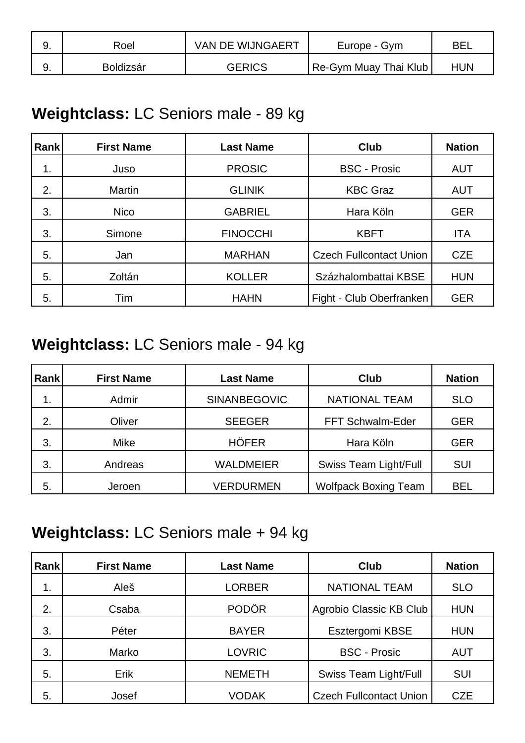| 9. | Roel | VAN DE WIJNGAERT | Europe - Gym | BEL |
|---|---|---|---|---|
| 9. | Boldizsár | GERICS | Re-Gym Muay Thai Klub | HUN |

## **Weightclass:** LC Seniors male - 89 kg

| Rank | First Name | Last Name | Club | Nation |
|---|---|---|---|---|
| 1. | Juso | PROSIC | BSC - Prosic | AUT |
| 2. | Martin | GLINIK | KBC Graz | AUT |
| 3. | Nico | GABRIEL | Hara Köln | GER |
| 3. | Simone | FINOCCHI | KBFT | ITA |
| 5. | Jan | MARHAN | Czech Fullcontact Union | CZE |
| 5. | Zoltán | KOLLER | Százhalombattai KBSE | HUN |
| 5. | Tim | HAHN | Fight - Club Oberfranken | GER |

## **Weightclass:** LC Seniors male - 94 kg

| Rank | First Name | Last Name | Club | Nation |
|---|---|---|---|---|
| 1. | Admir | SINANBEGOVIC | NATIONAL TEAM | SLO |
| 2. | Oliver | SEEGER | FFT Schwalm-Eder | GER |
| 3. | Mike | HÖFER | Hara Köln | GER |
| 3. | Andreas | WALDMEIER | Swiss Team Light/Full | SUI |
| 5. | Jeroen | VERDURMEN | Wolfpack Boxing Team | BEL |

## **Weightclass:** LC Seniors male + 94 kg

| Rank | First Name | Last Name | Club | Nation |
|---|---|---|---|---|
| 1. | Aleš | LORBER | NATIONAL TEAM | SLO |
| 2. | Csaba | PODÖR | Agrobio Classic KB Club | HUN |
| 3. | Péter | BAYER | Esztergomi KBSE | HUN |
| 3. | Marko | LOVRIC | BSC - Prosic | AUT |
| 5. | Erik | NEMETH | Swiss Team Light/Full | SUI |
| 5. | Josef | VODAK | Czech Fullcontact Union | CZE |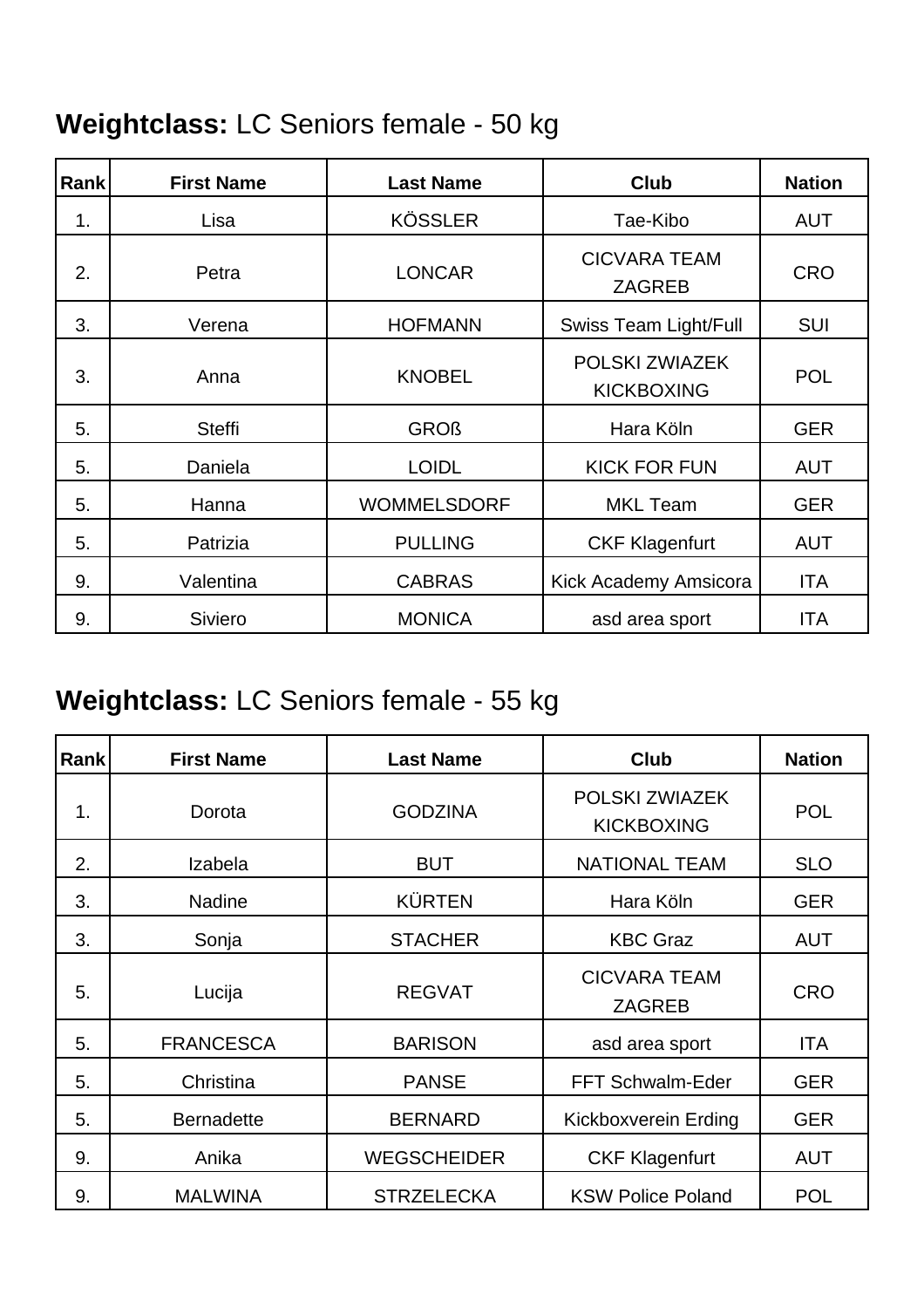## **Weightclass:** LC Seniors female - 50 kg

| Rank | First Name | Last Name | Club | Nation |
|---|---|---|---|---|
| 1. | Lisa | KÖSSLER | Tae-Kibo | AUT |
| 2. | Petra | LONCAR | CICVARA TEAM ZAGREB | CRO |
| 3. | Verena | HOFMANN | Swiss Team Light/Full | SUI |
| 3. | Anna | KNOBEL | POLSKI ZWIAZEK KICKBOXING | POL |
| 5. | Steffi | GROß | Hara Köln | GER |
| 5. | Daniela | LOIDL | KICK FOR FUN | AUT |
| 5. | Hanna | WOMMELSDORF | MKL Team | GER |
| 5. | Patrizia | PULLING | CKF Klagenfurt | AUT |
| 9. | Valentina | CABRAS | Kick Academy Amsicora | ITA |
| 9. | Siviero | MONICA | asd area sport | ITA |

## **Weightclass:** LC Seniors female - 55 kg

| Rank | First Name | Last Name | Club | Nation |
|---|---|---|---|---|
| 1. | Dorota | GODZINA | POLSKI ZWIAZEK KICKBOXING | POL |
| 2. | Izabela | BUT | NATIONAL TEAM | SLO |
| 3. | Nadine | KÜRTEN | Hara Köln | GER |
| 3. | Sonja | STACHER | KBC Graz | AUT |
| 5. | Lucija | REGVAT | CICVARA TEAM ZAGREB | CRO |
| 5. | FRANCESCA | BARISON | asd area sport | ITA |
| 5. | Christina | PANSE | FFT Schwalm-Eder | GER |
| 5. | Bernadette | BERNARD | Kickboxverein Erding | GER |
| 9. | Anika | WEGSCHEIDER | CKF Klagenfurt | AUT |
| 9. | MALWINA | STRZELECKA | KSW Police Poland | POL |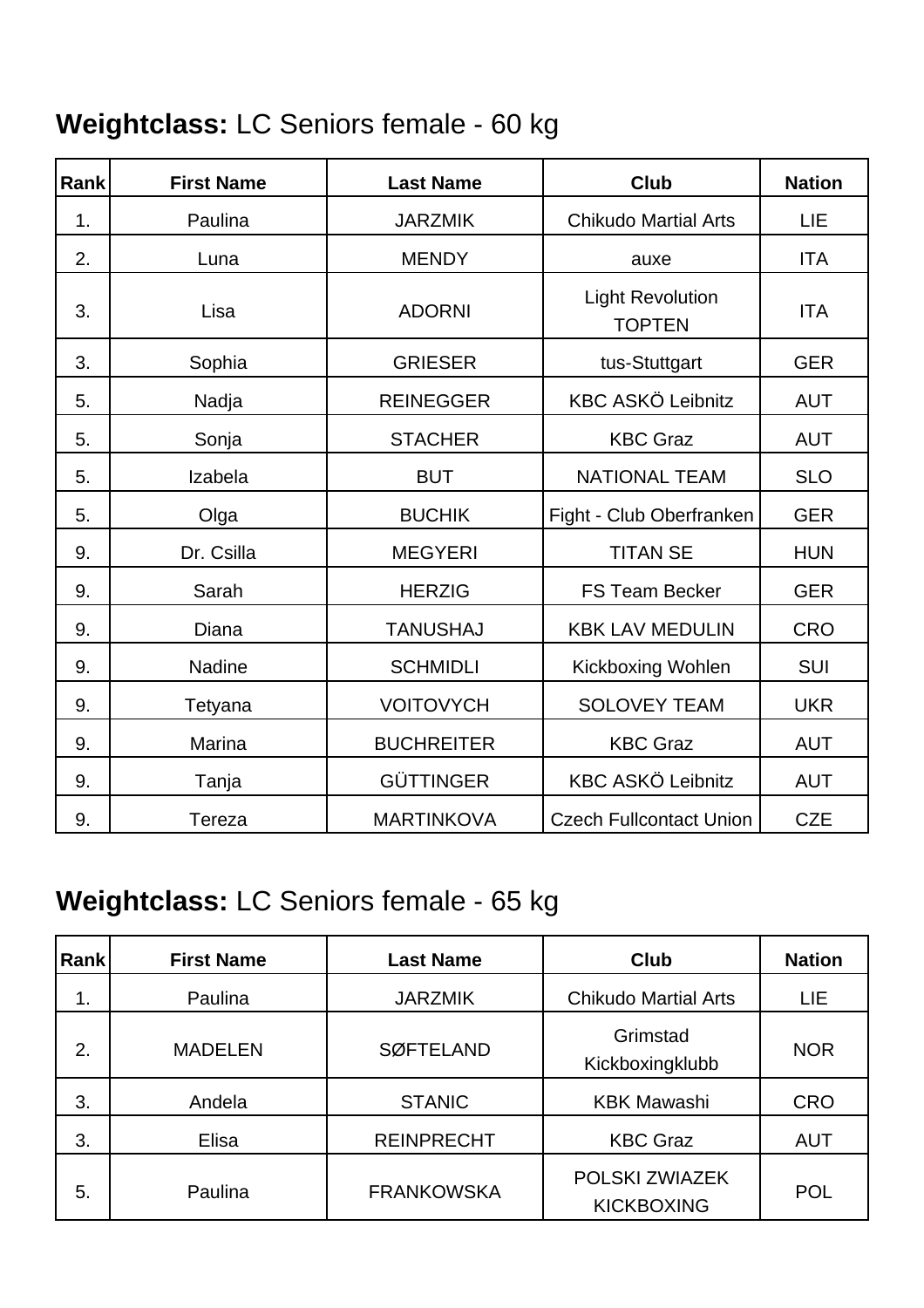## **Weightclass:** LC Seniors female - 60 kg

| Rank | First Name | Last Name | Club | Nation |
|---|---|---|---|---|
| 1. | Paulina | JARZMIK | Chikudo Martial Arts | LIE |
| 2. | Luna | MENDY | auxe | ITA |
| 3. | Lisa | ADORNI | Light Revolution TOPTEN | ITA |
| 3. | Sophia | GRIESER | tus-Stuttgart | GER |
| 5. | Nadja | REINEGGER | KBC ASKÖ Leibnitz | AUT |
| 5. | Sonja | STACHER | KBC Graz | AUT |
| 5. | Izabela | BUT | NATIONAL TEAM | SLO |
| 5. | Olga | BUCHIK | Fight - Club Oberfranken | GER |
| 9. | Dr. Csilla | MEGYERI | TITAN SE | HUN |
| 9. | Sarah | HERZIG | FS Team Becker | GER |
| 9. | Diana | TANUSHAJ | KBK LAV MEDULIN | CRO |
| 9. | Nadine | SCHMIDLI | Kickboxing Wohlen | SUI |
| 9. | Tetyana | VOITOVYCH | SOLOVEY TEAM | UKR |
| 9. | Marina | BUCHREITER | KBC Graz | AUT |
| 9. | Tanja | GÜTTINGER | KBC ASKÖ Leibnitz | AUT |
| 9. | Tereza | MARTINKOVA | Czech Fullcontact Union | CZE |

## **Weightclass:** LC Seniors female - 65 kg

| Rank | First Name | Last Name | Club | Nation |
|---|---|---|---|---|
| 1. | Paulina | JARZMIK | Chikudo Martial Arts | LIE |
| 2. | MADELEN | SØFTELAND | Grimstad Kickboxingklubb | NOR |
| 3. | Andela | STANIC | KBK Mawashi | CRO |
| 3. | Elisa | REINPRECHT | KBC Graz | AUT |
| 5. | Paulina | FRANKOWSKA | POLSKI ZWIAZEK KICKBOXING | POL |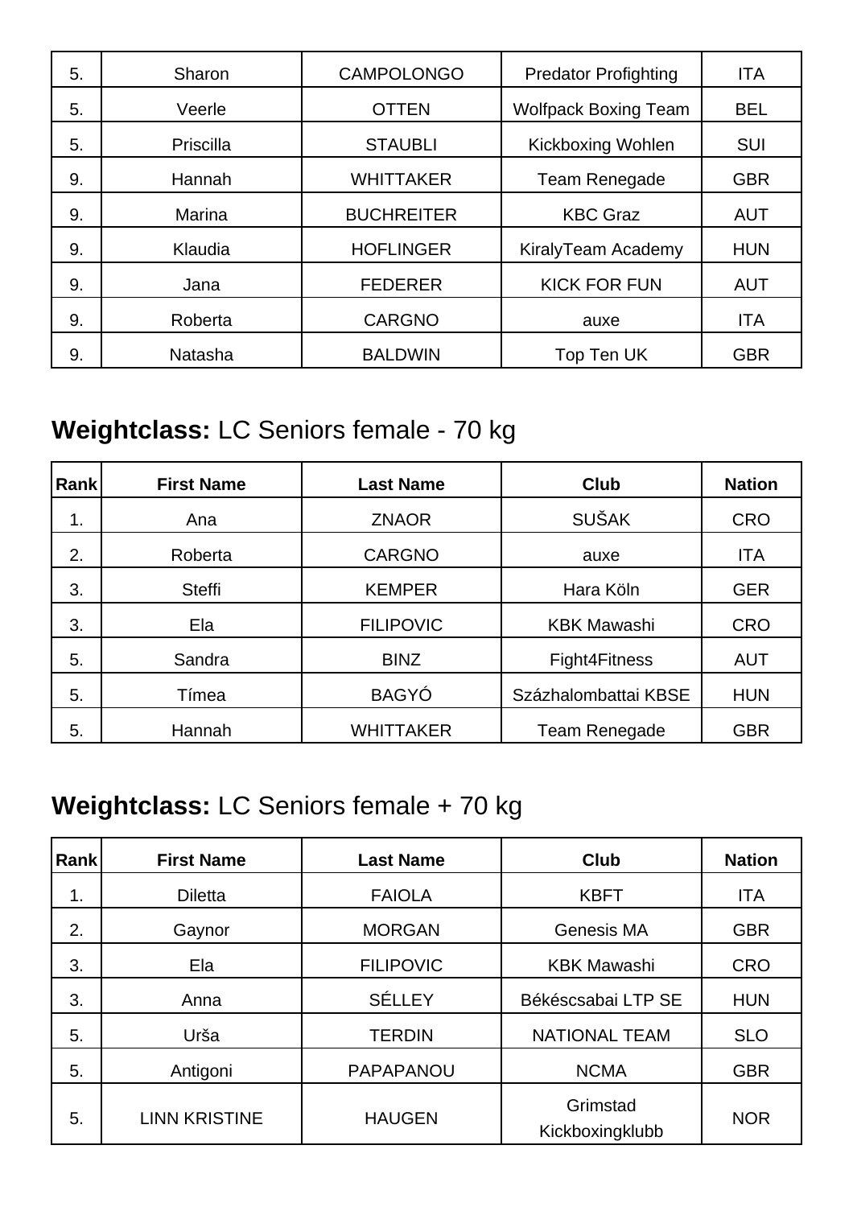| 5. | Sharon | CAMPOLONGO | Predator Profighting | ITA |
|---|---|---|---|---|
| 5. | Veerle | OTTEN | Wolfpack Boxing Team | BEL |
| 5. | Priscilla | STAUBLI | Kickboxing Wohlen | SUI |
| 9. | Hannah | WHITTAKER | Team Renegade | GBR |
| 9. | Marina | BUCHREITER | KBC Graz | AUT |
| 9. | Klaudia | HOFLINGER | KiralyTeam Academy | HUN |
| 9. | Jana | FEDERER | KICK FOR FUN | AUT |
| 9. | Roberta | CARGNO | auxe | ITA |
| 9. | Natasha | BALDWIN | Top Ten UK | GBR |

## **Weightclass:** LC Seniors female - 70 kg

| Rank | First Name | Last Name | Club | Nation |
|---|---|---|---|---|
| 1. | Ana | ZNAOR | SUŠAK | CRO |
| 2. | Roberta | CARGNO | auxe | ITA |
| 3. | Steffi | KEMPER | Hara Köln | GER |
| 3. | Ela | FILIPOVIC | KBK Mawashi | CRO |
| 5. | Sandra | BINZ | Fight4Fitness | AUT |
| 5. | Tímea | BAGYÓ | Százhalombattai KBSE | HUN |
| 5. | Hannah | WHITTAKER | Team Renegade | GBR |

## **Weightclass:** LC Seniors female + 70 kg

| Rank | First Name | Last Name | Club | Nation |
|---|---|---|---|---|
| 1. | Diletta | FAIOLA | KBFT | ITA |
| 2. | Gaynor | MORGAN | Genesis MA | GBR |
| 3. | Ela | FILIPOVIC | KBK Mawashi | CRO |
| 3. | Anna | SÉLLEY | Békéscsabai LTP SE | HUN |
| 5. | Urša | TERDIN | NATIONAL TEAM | SLO |
| 5. | Antigoni | PAPAPANOU | NCMA | GBR |
| 5. | LINN KRISTINE | HAUGEN | Grimstad Kickboxingklubb | NOR |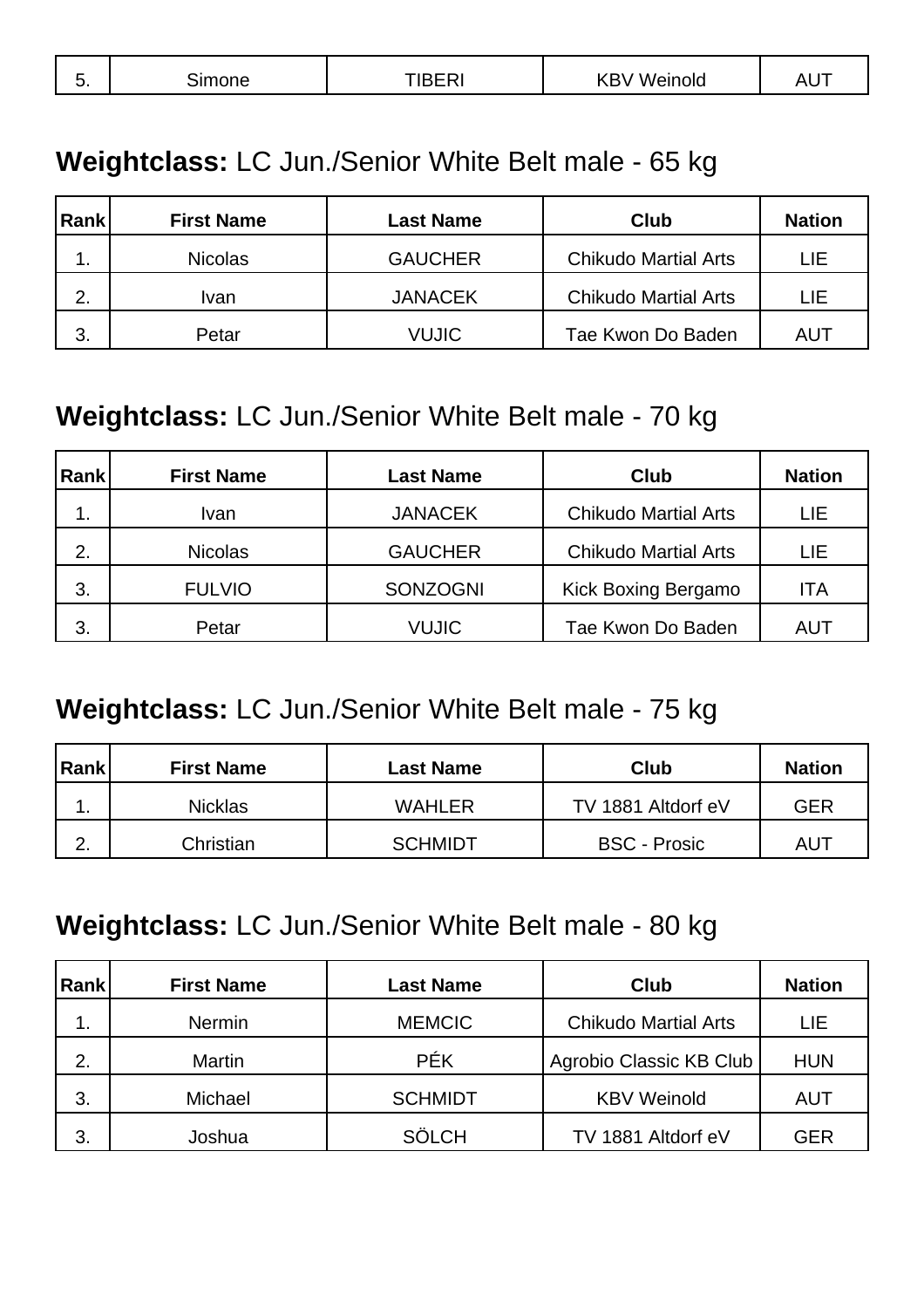| 5. | Simone | TIBERI | KBV Weinold | AUT |
|---|---|---|---|---|

## **Weightclass:** LC Jun./Senior White Belt male - 65 kg

| Rank | First Name | Last Name | Club | Nation |
|---|---|---|---|---|
| 1. | Nicolas | GAUCHER | Chikudo Martial Arts | LIE |
| 2. | Ivan | JANACEK | Chikudo Martial Arts | LIE |
| 3. | Petar | VUJIC | Tae Kwon Do Baden | AUT |

## **Weightclass:** LC Jun./Senior White Belt male - 70 kg

| Rank | First Name | Last Name | Club | Nation |
|---|---|---|---|---|
| 1. | Ivan | JANACEK | Chikudo Martial Arts | LIE |
| 2. | Nicolas | GAUCHER | Chikudo Martial Arts | LIE |
| 3. | FULVIO | SONZOGNI | Kick Boxing Bergamo | ITA |
| 3. | Petar | VUJIC | Tae Kwon Do Baden | AUT |

## **Weightclass:** LC Jun./Senior White Belt male - 75 kg

| Rank | First Name | Last Name | Club | Nation |
|---|---|---|---|---|
| 1. | Nicklas | WAHLER | TV 1881 Altdorf eV | GER |
| 2. | Christian | SCHMIDT | BSC - Prosic | AUT |

## **Weightclass:** LC Jun./Senior White Belt male - 80 kg

| Rank | First Name | Last Name | Club | Nation |
|---|---|---|---|---|
| 1. | Nermin | MEMCIC | Chikudo Martial Arts | LIE |
| 2. | Martin | PÉK | Agrobio Classic KB Club | HUN |
| 3. | Michael | SCHMIDT | KBV Weinold | AUT |
| 3. | Joshua | SÖLCH | TV 1881 Altdorf eV | GER |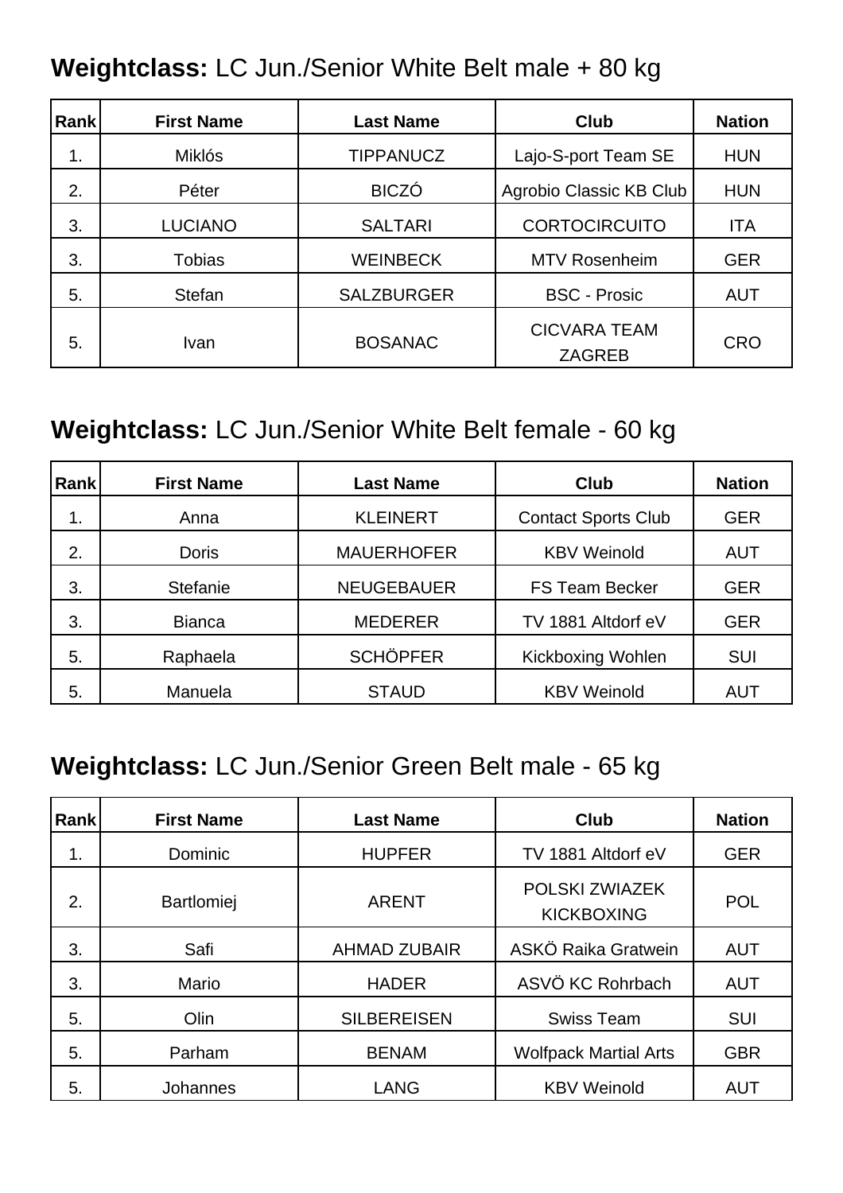**Weightclass:** LC Jun./Senior White Belt male + 80 kg

| Rank | First Name | Last Name | Club | Nation |
|---|---|---|---|---|
| 1. | Miklós | TIPPANUCZ | Lajo-S-port Team SE | HUN |
| 2. | Péter | BICZÓ | Agrobio Classic KB Club | HUN |
| 3. | LUCIANO | SALTARI | CORTOCIRCUITO | ITA |
| 3. | Tobias | WEINBECK | MTV Rosenheim | GER |
| 5. | Stefan | SALZBURGER | BSC - Prosic | AUT |
| 5. | Ivan | BOSANAC | CICVARA TEAM ZAGREB | CRO |

**Weightclass:** LC Jun./Senior White Belt female - 60 kg

| Rank | First Name | Last Name | Club | Nation |
|---|---|---|---|---|
| 1. | Anna | KLEINERT | Contact Sports Club | GER |
| 2. | Doris | MAUERHOFER | KBV Weinold | AUT |
| 3. | Stefanie | NEUGEBAUER | FS Team Becker | GER |
| 3. | Bianca | MEDERER | TV 1881 Altdorf eV | GER |
| 5. | Raphaela | SCHÖPFER | Kickboxing Wohlen | SUI |
| 5. | Manuela | STAUD | KBV Weinold | AUT |

**Weightclass:** LC Jun./Senior Green Belt male - 65 kg

| Rank | First Name | Last Name | Club | Nation |
|---|---|---|---|---|
| 1. | Dominic | HUPFER | TV 1881 Altdorf eV | GER |
| 2. | Bartlomiej | ARENT | POLSKI ZWIAZEK KICKBOXING | POL |
| 3. | Safi | AHMAD ZUBAIR | ASKÖ Raika Gratwein | AUT |
| 3. | Mario | HADER | ASVÖ KC Rohrbach | AUT |
| 5. | Olin | SILBEREISEN | Swiss Team | SUI |
| 5. | Parham | BENAM | Wolfpack Martial Arts | GBR |
| 5. | Johannes | LANG | KBV Weinold | AUT |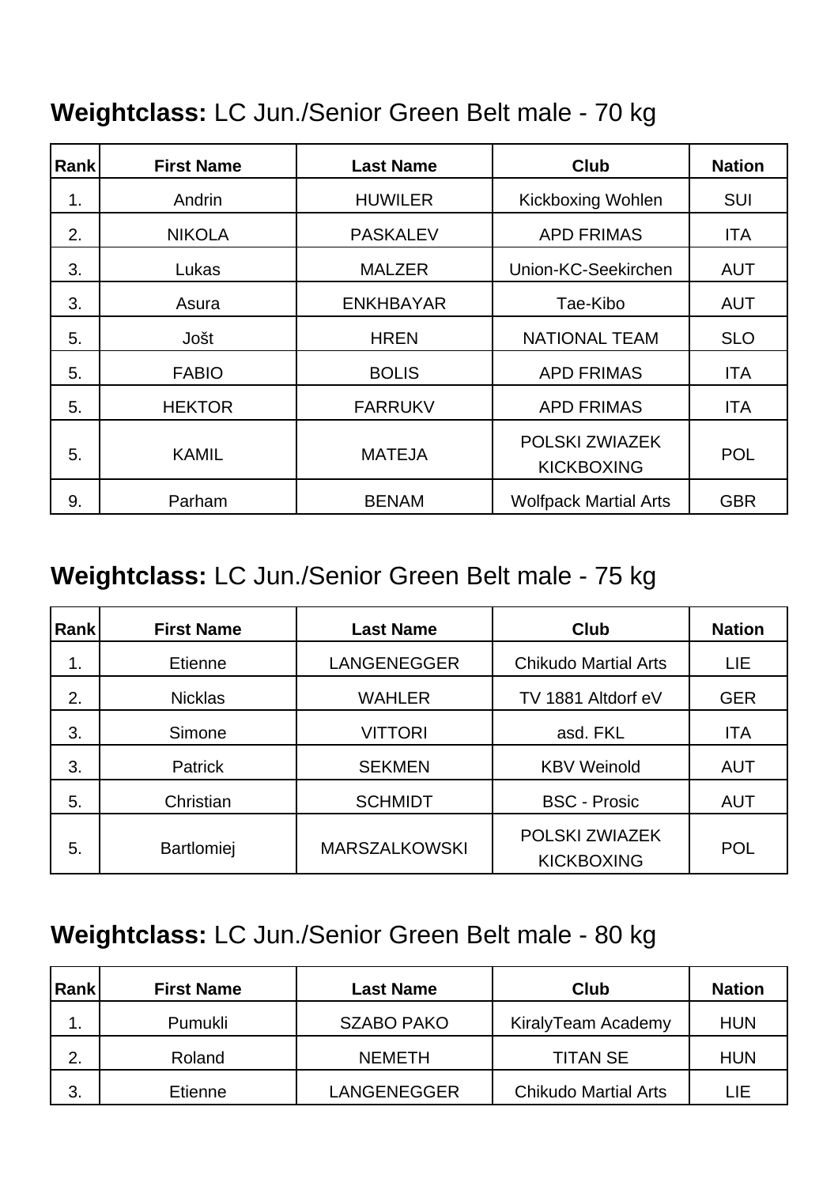## **Weightclass:** LC Jun./Senior Green Belt male - 70 kg

| Rank | First Name | Last Name | Club | Nation |
|---|---|---|---|---|
| 1. | Andrin | HUWILER | Kickboxing Wohlen | SUI |
| 2. | NIKOLA | PASKALEV | APD FRIMAS | ITA |
| 3. | Lukas | MALZER | Union-KC-Seekirchen | AUT |
| 3. | Asura | ENKHBAYAR | Tae-Kibo | AUT |
| 5. | Jošt | HREN | NATIONAL TEAM | SLO |
| 5. | FABIO | BOLIS | APD FRIMAS | ITA |
| 5. | HEKTOR | FARRUKV | APD FRIMAS | ITA |
| 5. | KAMIL | MATEJA | POLSKI ZWIAZEK KICKBOXING | POL |
| 9. | Parham | BENAM | Wolfpack Martial Arts | GBR |

## **Weightclass:** LC Jun./Senior Green Belt male - 75 kg

| Rank | First Name | Last Name | Club | Nation |
|---|---|---|---|---|
| 1. | Etienne | LANGENEGGER | Chikudo Martial Arts | LIE |
| 2. | Nicklas | WAHLER | TV 1881 Altdorf eV | GER |
| 3. | Simone | VITTORI | asd. FKL | ITA |
| 3. | Patrick | SEKMEN | KBV Weinold | AUT |
| 5. | Christian | SCHMIDT | BSC - Prosic | AUT |
| 5. | Bartlomiej | MARSZALKOWSKI | POLSKI ZWIAZEK KICKBOXING | POL |

## **Weightclass:** LC Jun./Senior Green Belt male - 80 kg

| Rank | First Name | Last Name | Club | Nation |
|---|---|---|---|---|
| 1. | Pumukli | SZABO PAKO | KiralyTeam Academy | HUN |
| 2. | Roland | NEMETH | TITAN SE | HUN |
| 3. | Etienne | LANGENEGGER | Chikudo Martial Arts | LIE |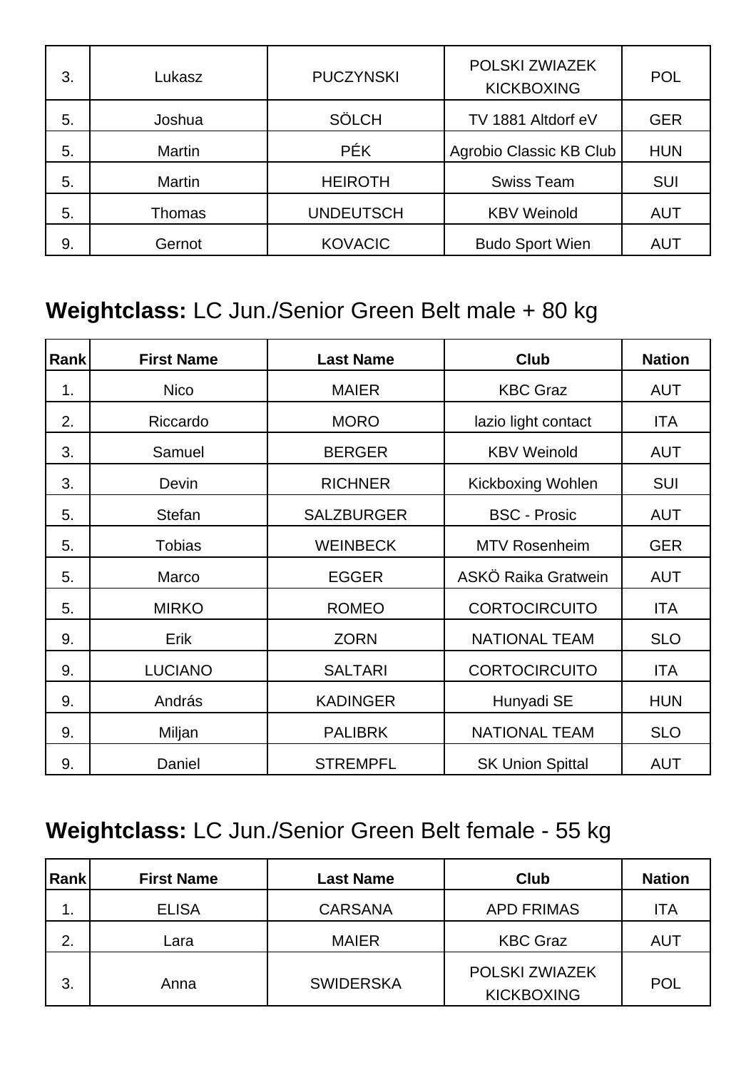| Rank | First Name | Last Name | Club | Nation |
|---|---|---|---|---|
| 3. | Lukasz | PUCZYNSKI | POLSKI ZWIAZEK KICKBOXING | POL |
| 5. | Joshua | SÖLCH | TV 1881 Altdorf eV | GER |
| 5. | Martin | PÉK | Agrobio Classic KB Club | HUN |
| 5. | Martin | HEIROTH | Swiss Team | SUI |
| 5. | Thomas | UNDEUTSCH | KBV Weinold | AUT |
| 9. | Gernot | KOVACIC | Budo Sport Wien | AUT |

## **Weightclass:** LC Jun./Senior Green Belt male + 80 kg

| Rank | First Name | Last Name | Club | Nation |
|---|---|---|---|---|
| 1. | Nico | MAIER | KBC Graz | AUT |
| 2. | Riccardo | MORO | lazio light contact | ITA |
| 3. | Samuel | BERGER | KBV Weinold | AUT |
| 3. | Devin | RICHNER | Kickboxing Wohlen | SUI |
| 5. | Stefan | SALZBURGER | BSC - Prosic | AUT |
| 5. | Tobias | WEINBECK | MTV Rosenheim | GER |
| 5. | Marco | EGGER | ASKÖ Raika Gratwein | AUT |
| 5. | MIRKO | ROMEO | CORTOCIRCUITO | ITA |
| 9. | Erik | ZORN | NATIONAL TEAM | SLO |
| 9. | LUCIANO | SALTARI | CORTOCIRCUITO | ITA |
| 9. | András | KADINGER | Hunyadi SE | HUN |
| 9. | Miljan | PALIBRK | NATIONAL TEAM | SLO |
| 9. | Daniel | STREMPFL | SK Union Spittal | AUT |

## **Weightclass:** LC Jun./Senior Green Belt female - 55 kg

| Rank | First Name | Last Name | Club | Nation |
|---|---|---|---|---|
| 1. | ELISA | CARSANA | APD FRIMAS | ITA |
| 2. | Lara | MAIER | KBC Graz | AUT |
| 3. | Anna | SWIDERSKA | POLSKI ZWIAZEK KICKBOXING | POL |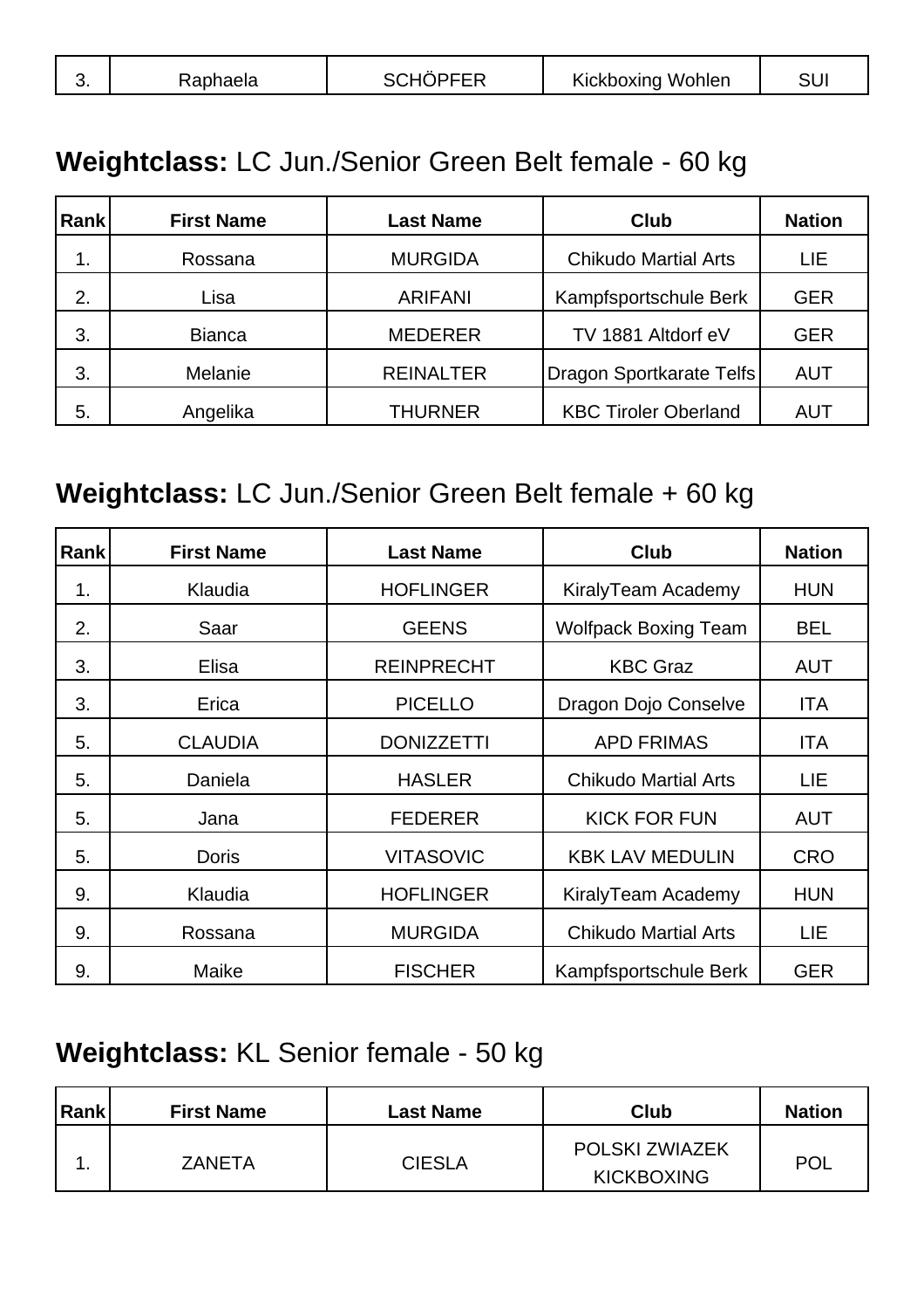| 3. | Raphaela | SCHÖPFER | Kickboxing Wohlen | SUI |
|---|---|---|---|---|

## **Weightclass:** LC Jun./Senior Green Belt female - 60 kg

| Rank | First Name | Last Name | Club | Nation |
|---|---|---|---|---|
| 1. | Rossana | MURGIDA | Chikudo Martial Arts | LIE |
| 2. | Lisa | ARIFANI | Kampfsportschule Berk | GER |
| 3. | Bianca | MEDERER | TV 1881 Altdorf eV | GER |
| 3. | Melanie | REINALTER | Dragon Sportkarate Telfs | AUT |
| 5. | Angelika | THURNER | KBC Tiroler Oberland | AUT |

## **Weightclass:** LC Jun./Senior Green Belt female + 60 kg

| Rank | First Name | Last Name | Club | Nation |
|---|---|---|---|---|
| 1. | Klaudia | HOFLINGER | KiralyTeam Academy | HUN |
| 2. | Saar | GEENS | Wolfpack Boxing Team | BEL |
| 3. | Elisa | REINPRECHT | KBC Graz | AUT |
| 3. | Erica | PICELLO | Dragon Dojo Conselve | ITA |
| 5. | CLAUDIA | DONIZZETTI | APD FRIMAS | ITA |
| 5. | Daniela | HASLER | Chikudo Martial Arts | LIE |
| 5. | Jana | FEDERER | KICK FOR FUN | AUT |
| 5. | Doris | VITASOVIC | KBK LAV MEDULIN | CRO |
| 9. | Klaudia | HOFLINGER | KiralyTeam Academy | HUN |
| 9. | Rossana | MURGIDA | Chikudo Martial Arts | LIE |
| 9. | Maike | FISCHER | Kampfsportschule Berk | GER |

## **Weightclass:** KL Senior female - 50 kg

| Rank | First Name | Last Name | Club | Nation |
|---|---|---|---|---|
| 1. | ZANETA | CIESLA | POLSKI ZWIAZEK KICKBOXING | POL |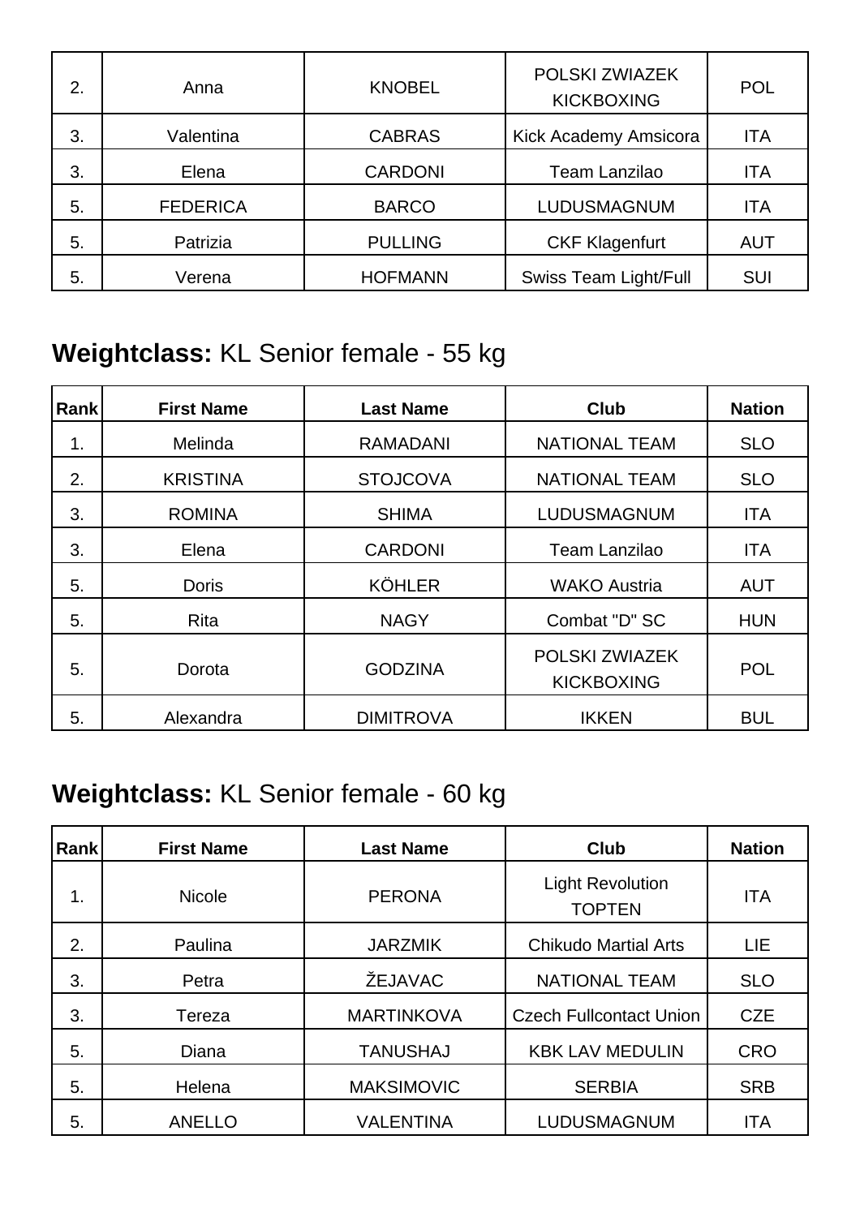| 2. | Anna | KNOBEL | POLSKI ZWIAZEK KICKBOXING | POL |
|---|---|---|---|---|
| 3. | Valentina | CABRAS | Kick Academy Amsicora | ITA |
| 3. | Elena | CARDONI | Team Lanzilao | ITA |
| 5. | FEDERICA | BARCO | LUDUSMAGNUM | ITA |
| 5. | Patrizia | PULLING | CKF Klagenfurt | AUT |
| 5. | Verena | HOFMANN | Swiss Team Light/Full | SUI |

## **Weightclass:** KL Senior female - 55 kg

| Rank | First Name | Last Name | Club | Nation |
|---|---|---|---|---|
| 1. | Melinda | RAMADANI | NATIONAL TEAM | SLO |
| 2. | KRISTINA | STOJCOVA | NATIONAL TEAM | SLO |
| 3. | ROMINA | SHIMA | LUDUSMAGNUM | ITA |
| 3. | Elena | CARDONI | Team Lanzilao | ITA |
| 5. | Doris | KÖHLER | WAKO Austria | AUT |
| 5. | Rita | NAGY | Combat "D" SC | HUN |
| 5. | Dorota | GODZINA | POLSKI ZWIAZEK KICKBOXING | POL |
| 5. | Alexandra | DIMITROVA | IKKEN | BUL |

## **Weightclass:** KL Senior female - 60 kg

| Rank | First Name | Last Name | Club | Nation |
|---|---|---|---|---|
| 1. | Nicole | PERONA | Light Revolution TOPTEN | ITA |
| 2. | Paulina | JARZMIK | Chikudo Martial Arts | LIE |
| 3. | Petra | ŽEJAVAC | NATIONAL TEAM | SLO |
| 3. | Tereza | MARTINKOVA | Czech Fullcontact Union | CZE |
| 5. | Diana | TANUSHAJ | KBK LAV MEDULIN | CRO |
| 5. | Helena | MAKSIMOVIC | SERBIA | SRB |
| 5. | ANELLO | VALENTINA | LUDUSMAGNUM | ITA |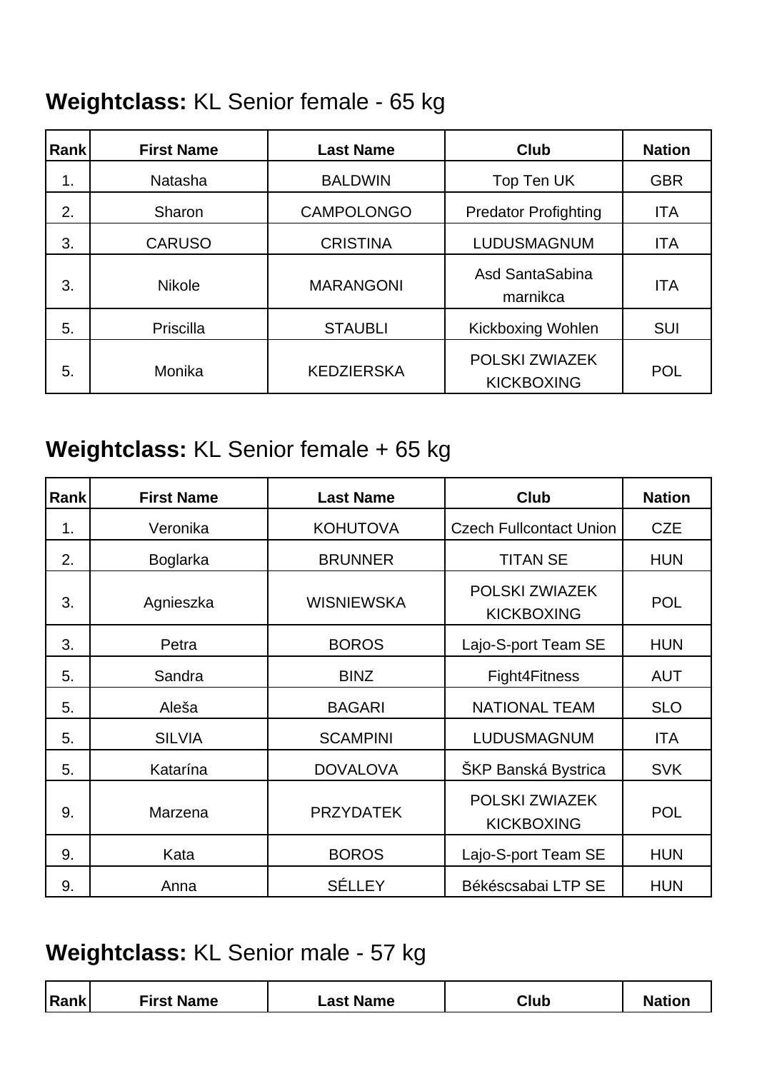## **Weightclass:** KL Senior female - 65 kg

| Rank | First Name | Last Name | Club | Nation |
|---|---|---|---|---|
| 1. | Natasha | BALDWIN | Top Ten UK | GBR |
| 2. | Sharon | CAMPOLONGO | Predator Profighting | ITA |
| 3. | CARUSO | CRISTINA | LUDUSMAGNUM | ITA |
| 3. | Nikole | MARANGONI | Asd SantaSabina marnikca | ITA |
| 5. | Priscilla | STAUBLI | Kickboxing Wohlen | SUI |
| 5. | Monika | KEDZIERSKA | POLSKI ZWIAZEK KICKBOXING | POL |

## **Weightclass:** KL Senior female + 65 kg

| Rank | First Name | Last Name | Club | Nation |
|---|---|---|---|---|
| 1. | Veronika | KOHUTOVA | Czech Fullcontact Union | CZE |
| 2. | Boglarka | BRUNNER | TITAN SE | HUN |
| 3. | Agnieszka | WISNIEWSKA | POLSKI ZWIAZEK KICKBOXING | POL |
| 3. | Petra | BOROS | Lajo-S-port Team SE | HUN |
| 5. | Sandra | BINZ | Fight4Fitness | AUT |
| 5. | Aleša | BAGARI | NATIONAL TEAM | SLO |
| 5. | SILVIA | SCAMPINI | LUDUSMAGNUM | ITA |
| 5. | Katarína | DOVALOVA | ŠKP Banská Bystrica | SVK |
| 9. | Marzena | PRZYDATEK | POLSKI ZWIAZEK KICKBOXING | POL |
| 9. | Kata | BOROS | Lajo-S-port Team SE | HUN |
| 9. | Anna | SÉLLEY | Békéscsabai LTP SE | HUN |

## **Weightclass:** KL Senior male - 57 kg

| Rank | First Name | Last Name | Club | Nation |
|---|---|---|---|---|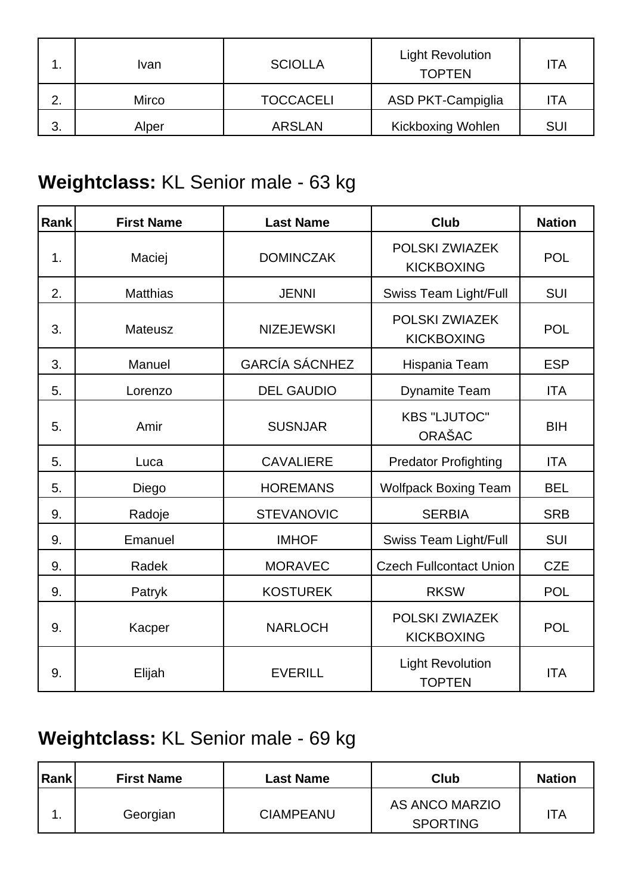| | | | | |
|---|---|---|---|---|
| 1. | Ivan | SCIOLLA | Light Revolution TOPTEN | ITA |
| 2. | Mirco | TOCCACELI | ASD PKT-Campiglia | ITA |
| 3. | Alper | ARSLAN | Kickboxing Wohlen | SUI |

## **Weightclass:** KL Senior male - 63 kg

| Rank | First Name | Last Name | Club | Nation |
|---|---|---|---|---|
| 1. | Maciej | DOMINCZAK | POLSKI ZWIAZEK KICKBOXING | POL |
| 2. | Matthias | JENNI | Swiss Team Light/Full | SUI |
| 3. | Mateusz | NIZEJEWSKI | POLSKI ZWIAZEK KICKBOXING | POL |
| 3. | Manuel | GARCÍA SÁCNHEZ | Hispania Team | ESP |
| 5. | Lorenzo | DEL GAUDIO | Dynamite Team | ITA |
| 5. | Amir | SUSNJAR | KBS "LJUTOC" ORAŠAC | BIH |
| 5. | Luca | CAVALIERE | Predator Profighting | ITA |
| 5. | Diego | HOREMANS | Wolfpack Boxing Team | BEL |
| 9. | Radoje | STEVANOVIC | SERBIA | SRB |
| 9. | Emanuel | IMHOF | Swiss Team Light/Full | SUI |
| 9. | Radek | MORAVEC | Czech Fullcontact Union | CZE |
| 9. | Patryk | KOSTUREK | RKSW | POL |
| 9. | Kacper | NARLOCH | POLSKI ZWIAZEK KICKBOXING | POL |
| 9. | Elijah | EVERILL | Light Revolution TOPTEN | ITA |

## **Weightclass:** KL Senior male - 69 kg

| Rank | First Name | Last Name | Club | Nation |
|---|---|---|---|---|
| 1. | Georgian | CIAMPEANU | AS ANCO MARZIO SPORTING | ITA |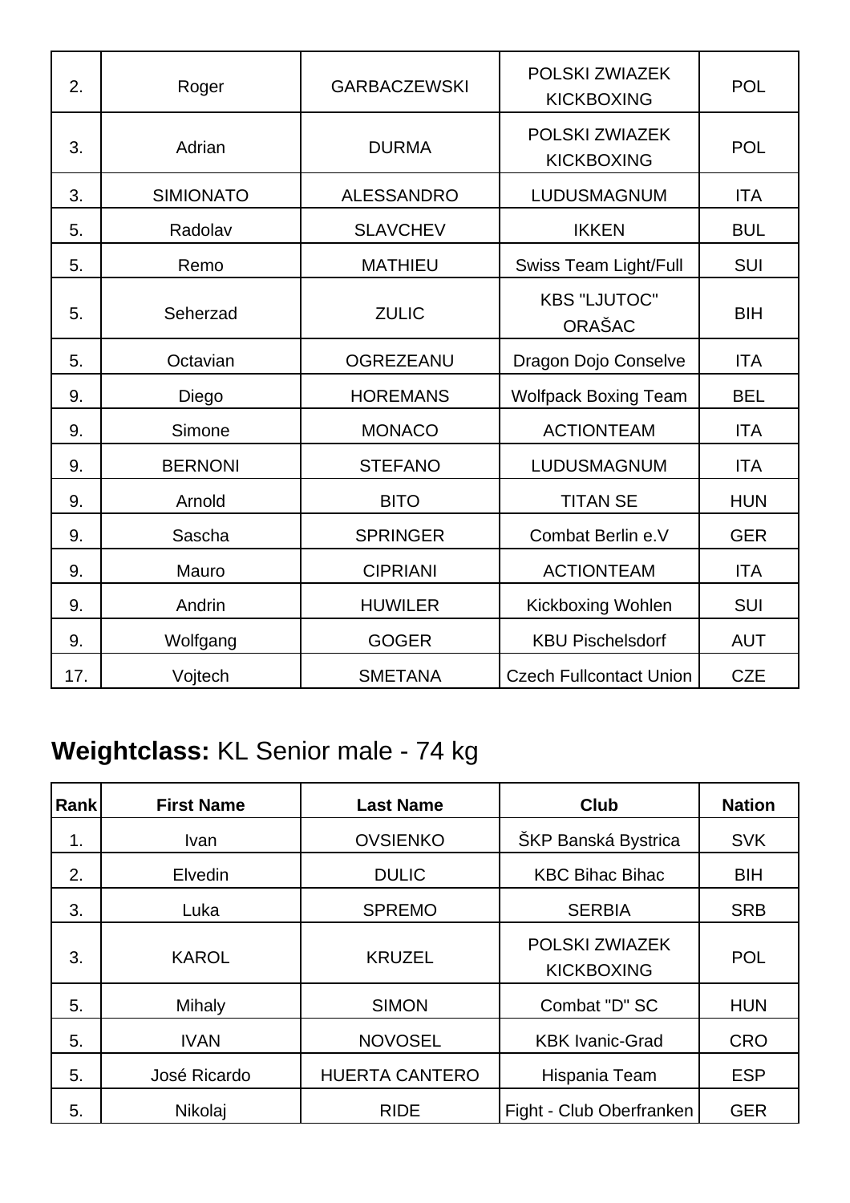| | | | | |
|---|---|---|---|---|
| 2. | Roger | GARBACZEWSKI | POLSKI ZWIAZEK KICKBOXING | POL |
| 3. | Adrian | DURMA | POLSKI ZWIAZEK KICKBOXING | POL |
| 3. | SIMIONATO | ALESSANDRO | LUDUSMAGNUM | ITA |
| 5. | Radolav | SLAVCHEV | IKKEN | BUL |
| 5. | Remo | MATHIEU | Swiss Team Light/Full | SUI |
| 5. | Seherzad | ZULIC | KBS "LJUTOC" ORAŠAC | BIH |
| 5. | Octavian | OGREZEANU | Dragon Dojo Conselve | ITA |
| 9. | Diego | HOREMANS | Wolfpack Boxing Team | BEL |
| 9. | Simone | MONACO | ACTIONTEAM | ITA |
| 9. | BERNONI | STEFANO | LUDUSMAGNUM | ITA |
| 9. | Arnold | BITO | TITAN SE | HUN |
| 9. | Sascha | SPRINGER | Combat Berlin e.V | GER |
| 9. | Mauro | CIPRIANI | ACTIONTEAM | ITA |
| 9. | Andrin | HUWILER | Kickboxing Wohlen | SUI |
| 9. | Wolfgang | GOGER | KBU Pischelsdorf | AUT |
| 17. | Vojtech | SMETANA | Czech Fullcontact Union | CZE |

## **Weightclass:** KL Senior male - 74 kg

| Rank | First Name | Last Name | Club | Nation |
|---|---|---|---|---|
| 1. | Ivan | OVSIENKO | ŠKP Banská Bystrica | SVK |
| 2. | Elvedin | DULIC | KBC Bihac Bihac | BIH |
| 3. | Luka | SPREMO | SERBIA | SRB |
| 3. | KAROL | KRUZEL | POLSKI ZWIAZEK KICKBOXING | POL |
| 5. | Mihaly | SIMON | Combat "D" SC | HUN |
| 5. | IVAN | NOVOSEL | KBK Ivanic-Grad | CRO |
| 5. | José Ricardo | HUERTA CANTERO | Hispania Team | ESP |
| 5. | Nikolaj | RIDE | Fight - Club Oberfranken | GER |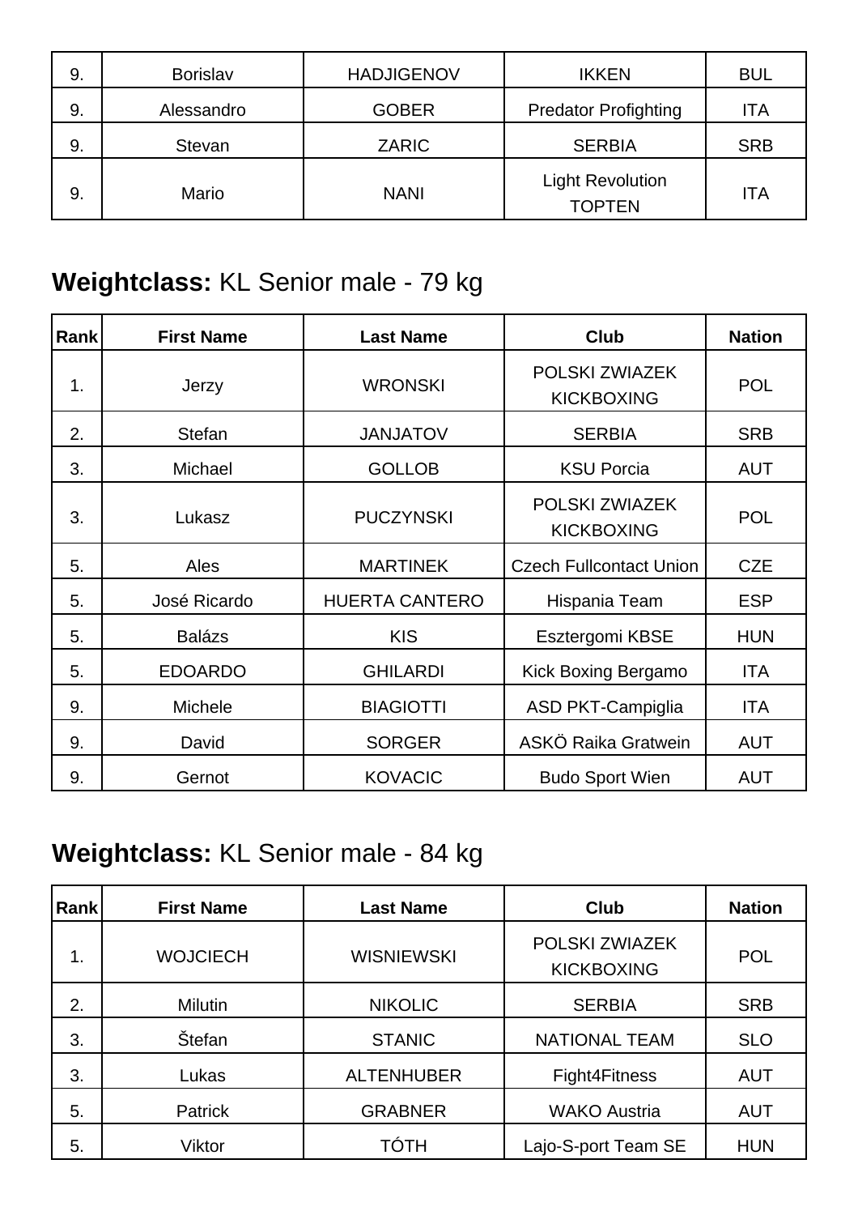| Rank | First Name | Last Name | Club | Nation |
| --- | --- | --- | --- | --- |
| 9. | Borislav | HADJIGENOV | IKKEN | BUL |
| 9. | Alessandro | GOBER | Predator Profighting | ITA |
| 9. | Stevan | ZARIC | SERBIA | SRB |
| 9. | Mario | NANI | Light Revolution TOPTEN | ITA |

## **Weightclass:** KL Senior male - 79 kg

| Rank | First Name | Last Name | Club | Nation |
| --- | --- | --- | --- | --- |
| 1. | Jerzy | WRONSKI | POLSKI ZWIAZEK KICKBOXING | POL |
| 2. | Stefan | JANJATOV | SERBIA | SRB |
| 3. | Michael | GOLLOB | KSU Porcia | AUT |
| 3. | Lukasz | PUCZYNSKI | POLSKI ZWIAZEK KICKBOXING | POL |
| 5. | Ales | MARTINEK | Czech Fullcontact Union | CZE |
| 5. | José Ricardo | HUERTA CANTERO | Hispania Team | ESP |
| 5. | Balázs | KIS | Esztergomi KBSE | HUN |
| 5. | EDOARDO | GHILARDI | Kick Boxing Bergamo | ITA |
| 9. | Michele | BIAGIOTTI | ASD PKT-Campiglia | ITA |
| 9. | David | SORGER | ASKÖ Raika Gratwein | AUT |
| 9. | Gernot | KOVACIC | Budo Sport Wien | AUT |

## **Weightclass:** KL Senior male - 84 kg

| Rank | First Name | Last Name | Club | Nation |
| --- | --- | --- | --- | --- |
| 1. | WOJCIECH | WISNIEWSKI | POLSKI ZWIAZEK KICKBOXING | POL |
| 2. | Milutin | NIKOLIC | SERBIA | SRB |
| 3. | Štefan | STANIC | NATIONAL TEAM | SLO |
| 3. | Lukas | ALTENHUBER | Fight4Fitness | AUT |
| 5. | Patrick | GRABNER | WAKO Austria | AUT |
| 5. | Viktor | TÓTH | Lajo-S-port Team SE | HUN |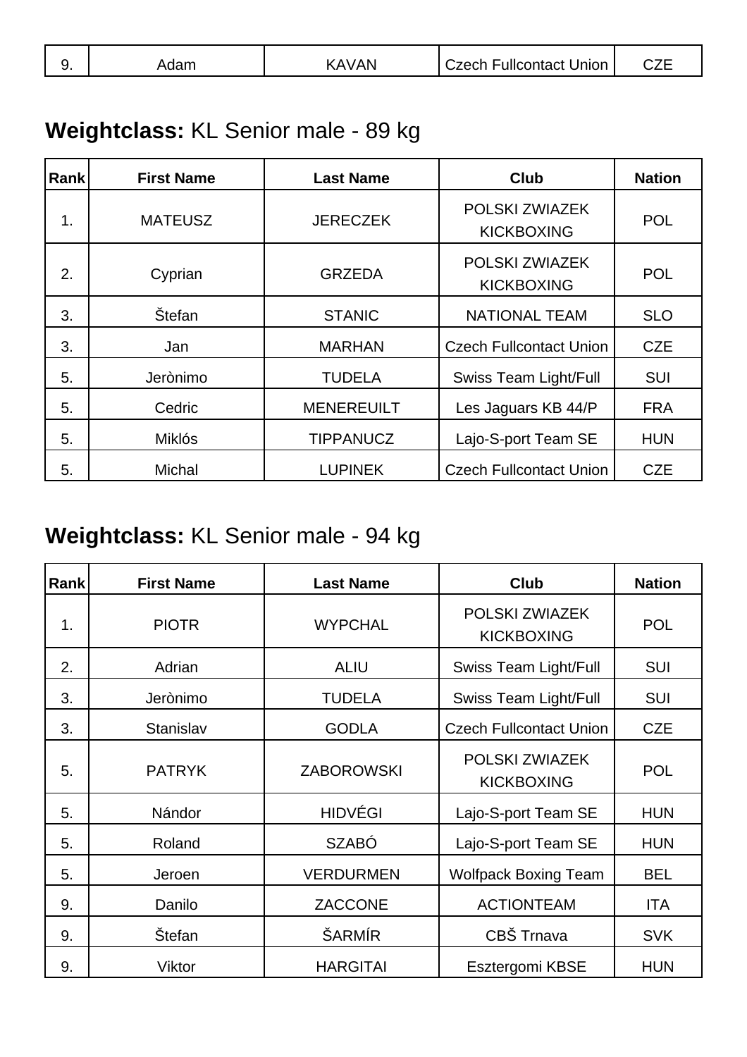| 9. | Adam | KAVAN | Czech Fullcontact Union | CZE |
|---|---|---|---|---|

## **Weightclass:** KL Senior male - 89 kg

| Rank | First Name | Last Name | Club | Nation |
|---|---|---|---|---|
| 1. | MATEUSZ | JERECZEK | POLSKI ZWIAZEK KICKBOXING | POL |
| 2. | Cyprian | GRZEDA | POLSKI ZWIAZEK KICKBOXING | POL |
| 3. | Štefan | STANIC | NATIONAL TEAM | SLO |
| 3. | Jan | MARHAN | Czech Fullcontact Union | CZE |
| 5. | Jerònimo | TUDELA | Swiss Team Light/Full | SUI |
| 5. | Cedric | MENEREUILT | Les Jaguars KB 44/P | FRA |
| 5. | Miklós | TIPPANUCZ | Lajo-S-port Team SE | HUN |
| 5. | Michal | LUPINEK | Czech Fullcontact Union | CZE |

## **Weightclass:** KL Senior male - 94 kg

| Rank | First Name | Last Name | Club | Nation |
|---|---|---|---|---|
| 1. | PIOTR | WYPCHAL | POLSKI ZWIAZEK KICKBOXING | POL |
| 2. | Adrian | ALIU | Swiss Team Light/Full | SUI |
| 3. | Jerònimo | TUDELA | Swiss Team Light/Full | SUI |
| 3. | Stanislav | GODLA | Czech Fullcontact Union | CZE |
| 5. | PATRYK | ZABOROWSKI | POLSKI ZWIAZEK KICKBOXING | POL |
| 5. | Nándor | HIDVÉGI | Lajo-S-port Team SE | HUN |
| 5. | Roland | SZABÓ | Lajo-S-port Team SE | HUN |
| 5. | Jeroen | VERDURMEN | Wolfpack Boxing Team | BEL |
| 9. | Danilo | ZACCONE | ACTIONTEAM | ITA |
| 9. | Štefan | ŠARMÍR | CBŠ Trnava | SVK |
| 9. | Viktor | HARGITAI | Esztergomi KBSE | HUN |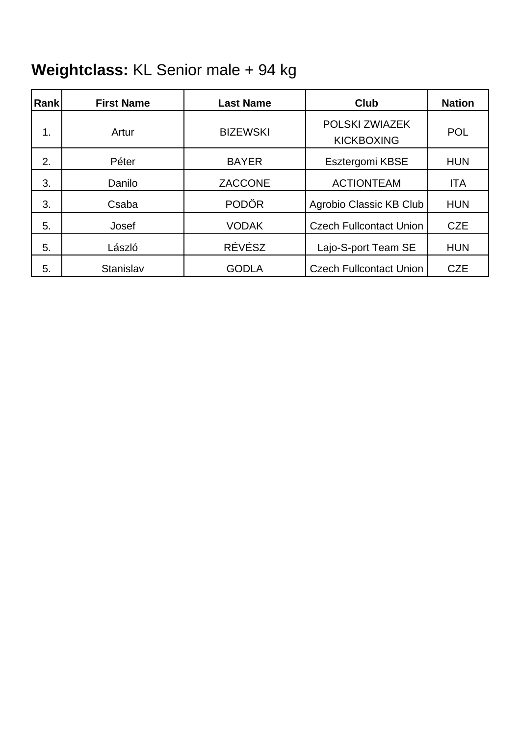**Weightclass:** KL Senior male + 94 kg

| Rank | First Name | Last Name | Club | Nation |
|---|---|---|---|---|
| 1. | Artur | BIZEWSKI | POLSKI ZWIAZEK KICKBOXING | POL |
| 2. | Péter | BAYER | Esztergomi KBSE | HUN |
| 3. | Danilo | ZACCONE | ACTIONTEAM | ITA |
| 3. | Csaba | PODÖR | Agrobio Classic KB Club | HUN |
| 5. | Josef | VODAK | Czech Fullcontact Union | CZE |
| 5. | László | RÉVÉSZ | Lajo-S-port Team SE | HUN |
| 5. | Stanislav | GODLA | Czech Fullcontact Union | CZE |